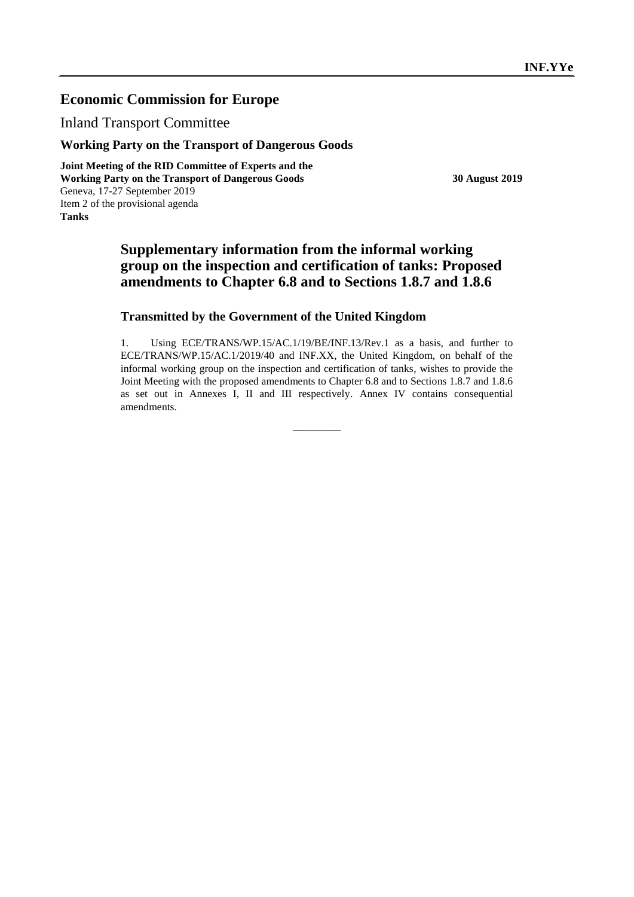**INF.YYe**

# Economic Commission for Europe

Inland Transport Committee

**Working Party on the Transport of Dangerous Goods**

**Joint Meeting of the RID Committee of Experts and the Working Party on the Transport of Dangerous Goods**
Geneva, 17-27 September 2019
Item 2 of the provisional agenda
**Tanks**

**30 August 2019**

## Supplementary information from the informal working group on the inspection and certification of tanks: Proposed amendments to Chapter 6.8 and to Sections 1.8.7 and 1.8.6

### Transmitted by the Government of the United Kingdom

1. Using ECE/TRANS/WP.15/AC.1/19/BE/INF.13/Rev.1 as a basis, and further to ECE/TRANS/WP.15/AC.1/2019/40 and INF.XX, the United Kingdom, on behalf of the informal working group on the inspection and certification of tanks, wishes to provide the Joint Meeting with the proposed amendments to Chapter 6.8 and to Sections 1.8.7 and 1.8.6 as set out in Annexes I, II and III respectively. Annex IV contains consequential amendments.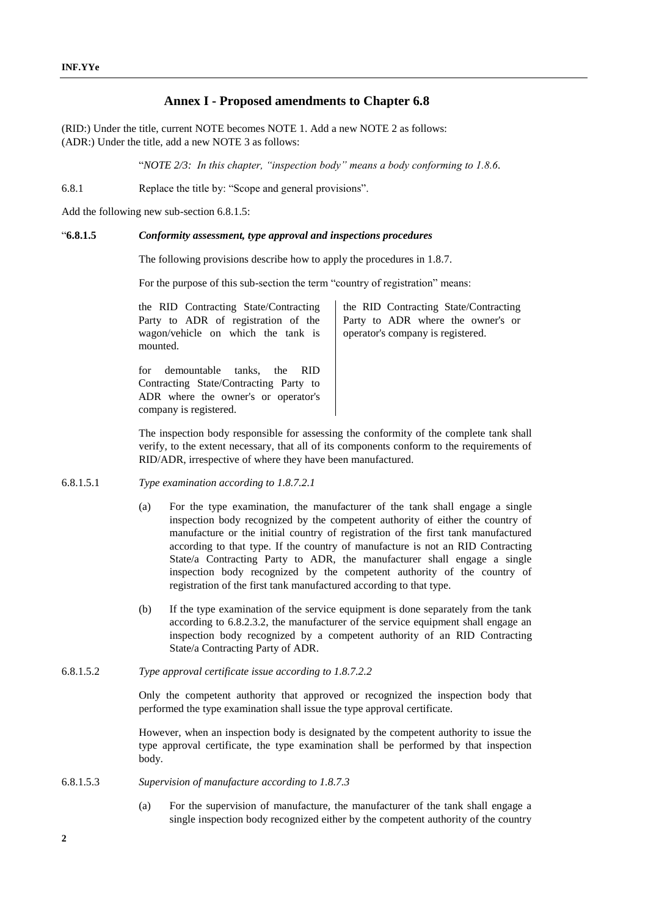## Annex I - Proposed amendments to Chapter 6.8

(RID:) Under the title, current NOTE becomes NOTE 1. Add a new NOTE 2 as follows:
(ADR:) Under the title, add a new NOTE 3 as follows:

"*NOTE 2/3: In this chapter, "inspection body" means a body conforming to 1.8.6.*

6.8.1 Replace the title by: "Scope and general provisions".

Add the following new sub-section 6.8.1.5:

"**6.8.1.5** ***Conformity assessment, type approval and inspections procedures***

The following provisions describe how to apply the procedures in 1.8.7.

For the purpose of this sub-section the term "country of registration" means:

| | |
|---|---|
| the RID Contracting State/Contracting Party to ADR of registration of the wagon/vehicle on which the tank is mounted.<br><br>for demountable tanks, the RID Contracting State/Contracting Party to ADR where the owner's or operator's company is registered. | the RID Contracting State/Contracting Party to ADR where the owner's or operator's company is registered. |

The inspection body responsible for assessing the conformity of the complete tank shall verify, to the extent necessary, that all of its components conform to the requirements of RID/ADR, irrespective of where they have been manufactured.

6.8.1.5.1 *Type examination according to 1.8.7.2.1*

(a) For the type examination, the manufacturer of the tank shall engage a single inspection body recognized by the competent authority of either the country of manufacture or the initial country of registration of the first tank manufactured according to that type. If the country of manufacture is not an RID Contracting State/a Contracting Party to ADR, the manufacturer shall engage a single inspection body recognized by the competent authority of the country of registration of the first tank manufactured according to that type.

(b) If the type examination of the service equipment is done separately from the tank according to 6.8.2.3.2, the manufacturer of the service equipment shall engage an inspection body recognized by a competent authority of an RID Contracting State/a Contracting Party of ADR.

6.8.1.5.2 *Type approval certificate issue according to 1.8.7.2.2*

Only the competent authority that approved or recognized the inspection body that performed the type examination shall issue the type approval certificate.

However, when an inspection body is designated by the competent authority to issue the type approval certificate, the type examination shall be performed by that inspection body.

6.8.1.5.3 *Supervision of manufacture according to 1.8.7.3*

(a) For the supervision of manufacture, the manufacturer of the tank shall engage a single inspection body recognized either by the competent authority of the country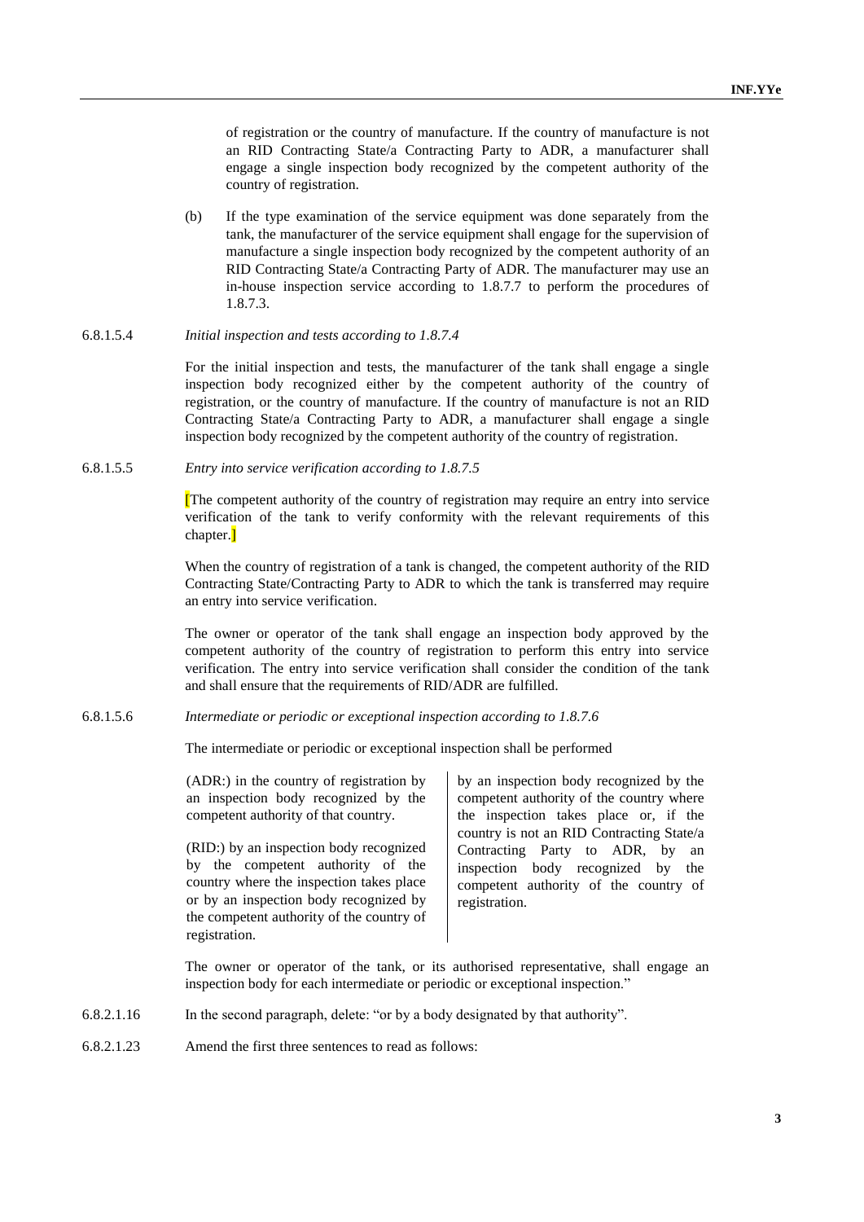of registration or the country of manufacture. If the country of manufacture is not an RID Contracting State/a Contracting Party to ADR, a manufacturer shall engage a single inspection body recognized by the competent authority of the country of registration.

(b) If the type examination of the service equipment was done separately from the tank, the manufacturer of the service equipment shall engage for the supervision of manufacture a single inspection body recognized by the competent authority of an RID Contracting State/a Contracting Party of ADR. The manufacturer may use an in-house inspection service according to 1.8.7.7 to perform the procedures of 1.8.7.3.

6.8.1.5.4 *Initial inspection and tests according to 1.8.7.4*

For the initial inspection and tests, the manufacturer of the tank shall engage a single inspection body recognized either by the competent authority of the country of registration, or the country of manufacture. If the country of manufacture is not an RID Contracting State/a Contracting Party to ADR, a manufacturer shall engage a single inspection body recognized by the competent authority of the country of registration.

6.8.1.5.5 *Entry into service verification according to 1.8.7.5*

[The competent authority of the country of registration may require an entry into service verification of the tank to verify conformity with the relevant requirements of this chapter.]

When the country of registration of a tank is changed, the competent authority of the RID Contracting State/Contracting Party to ADR to which the tank is transferred may require an entry into service verification.

The owner or operator of the tank shall engage an inspection body approved by the competent authority of the country of registration to perform this entry into service verification. The entry into service verification shall consider the condition of the tank and shall ensure that the requirements of RID/ADR are fulfilled.

6.8.1.5.6 *Intermediate or periodic or exceptional inspection according to 1.8.7.6*

The intermediate or periodic or exceptional inspection shall be performed

(ADR:) in the country of registration by an inspection body recognized by the competent authority of that country.

(RID:) by an inspection body recognized by the competent authority of the country where the inspection takes place or by an inspection body recognized by the competent authority of the country of registration.

by an inspection body recognized by the competent authority of the country where the inspection takes place or, if the country is not an RID Contracting State/a Contracting Party to ADR, by an inspection body recognized by the competent authority of the country of registration.

The owner or operator of the tank, or its authorised representative, shall engage an inspection body for each intermediate or periodic or exceptional inspection."

6.8.2.1.16 In the second paragraph, delete: "or by a body designated by that authority".

6.8.2.1.23 Amend the first three sentences to read as follows: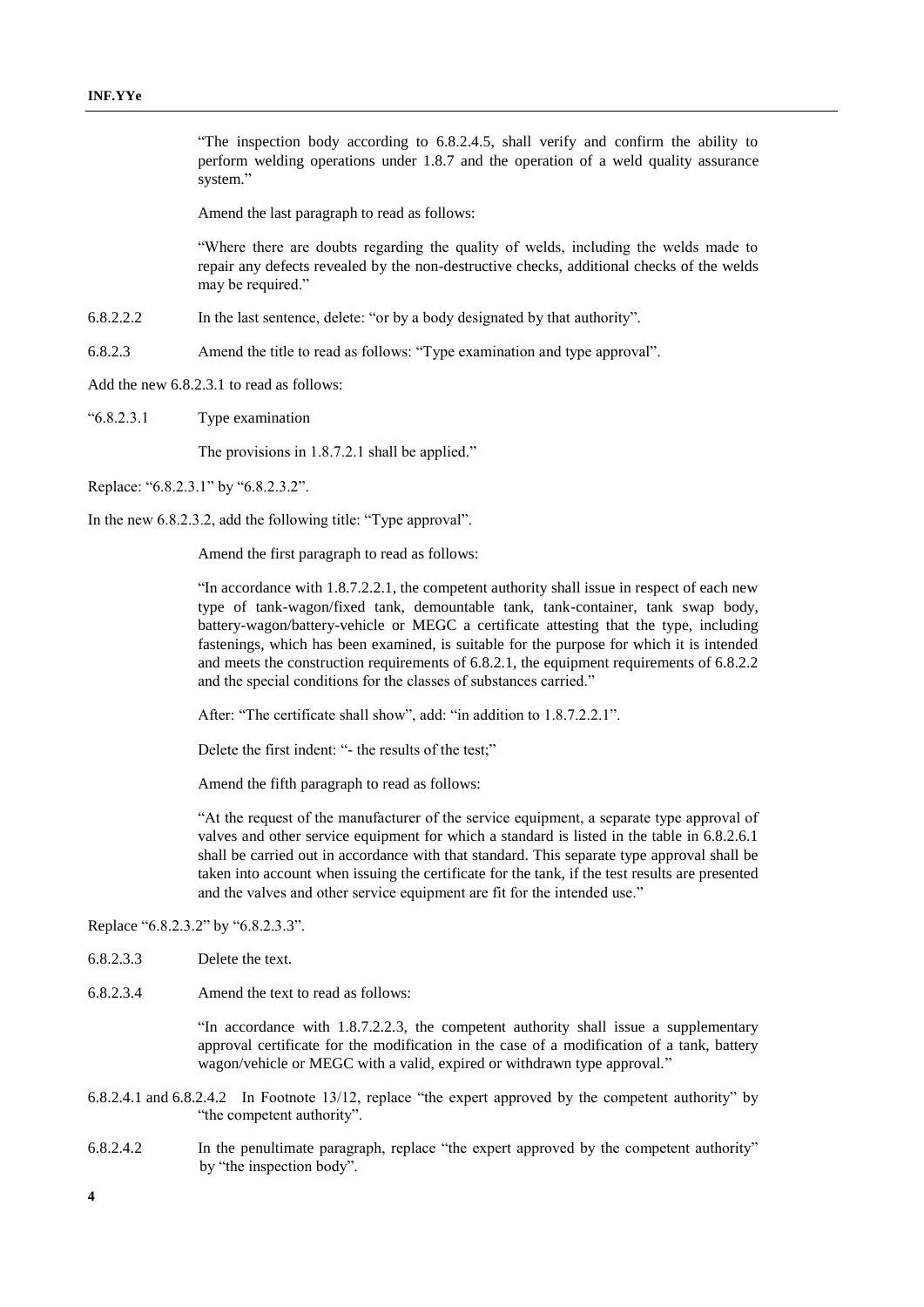"The inspection body according to 6.8.2.4.5, shall verify and confirm the ability to perform welding operations under 1.8.7 and the operation of a weld quality assurance system."

Amend the last paragraph to read as follows:

"Where there are doubts regarding the quality of welds, including the welds made to repair any defects revealed by the non-destructive checks, additional checks of the welds may be required."

6.8.2.2.2 In the last sentence, delete: "or by a body designated by that authority".

6.8.2.3 Amend the title to read as follows: "Type examination and type approval".

Add the new 6.8.2.3.1 to read as follows:

"6.8.2.3.1 Type examination

The provisions in 1.8.7.2.1 shall be applied."

Replace: "6.8.2.3.1" by "6.8.2.3.2".

In the new 6.8.2.3.2, add the following title: "Type approval".

Amend the first paragraph to read as follows:

"In accordance with 1.8.7.2.2.1, the competent authority shall issue in respect of each new type of tank-wagon/fixed tank, demountable tank, tank-container, tank swap body, battery-wagon/battery-vehicle or MEGC a certificate attesting that the type, including fastenings, which has been examined, is suitable for the purpose for which it is intended and meets the construction requirements of 6.8.2.1, the equipment requirements of 6.8.2.2 and the special conditions for the classes of substances carried."

After: "The certificate shall show", add: "in addition to 1.8.7.2.2.1".

Delete the first indent: "- the results of the test;"

Amend the fifth paragraph to read as follows:

"At the request of the manufacturer of the service equipment, a separate type approval of valves and other service equipment for which a standard is listed in the table in 6.8.2.6.1 shall be carried out in accordance with that standard. This separate type approval shall be taken into account when issuing the certificate for the tank, if the test results are presented and the valves and other service equipment are fit for the intended use."

Replace "6.8.2.3.2" by "6.8.2.3.3".

6.8.2.3.3 Delete the text.

6.8.2.3.4 Amend the text to read as follows:

"In accordance with 1.8.7.2.2.3, the competent authority shall issue a supplementary approval certificate for the modification in the case of a modification of a tank, battery wagon/vehicle or MEGC with a valid, expired or withdrawn type approval."

6.8.2.4.1 and 6.8.2.4.2 In Footnote 13/12, replace "the expert approved by the competent authority" by "the competent authority".

6.8.2.4.2 In the penultimate paragraph, replace "the expert approved by the competent authority" by "the inspection body".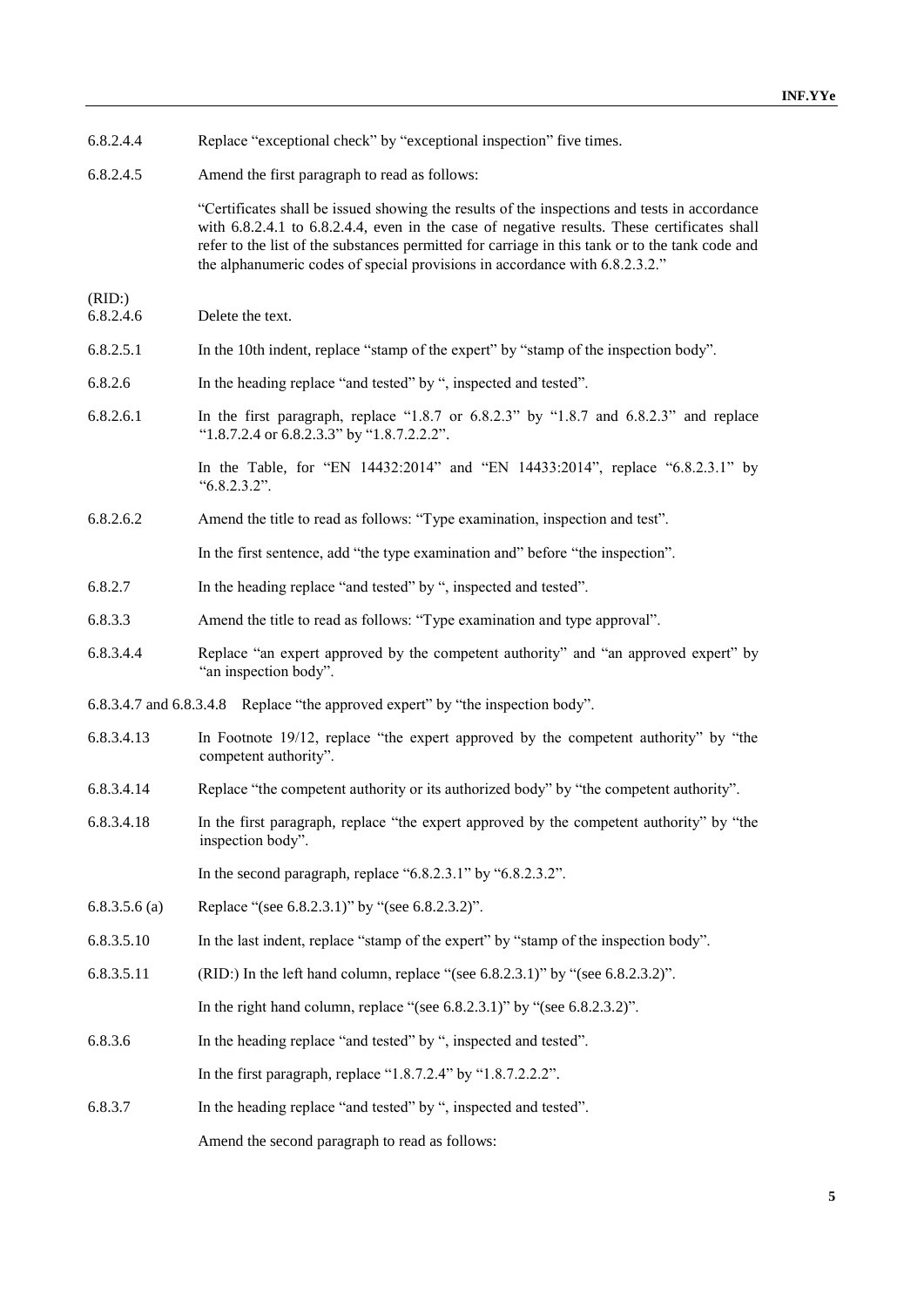| | |
|---|---|
| 6.8.2.4.4 | Replace "exceptional check" by "exceptional inspection" five times. |
| 6.8.2.4.5 | Amend the first paragraph to read as follows: |
| | "Certificates shall be issued showing the results of the inspections and tests in accordance with 6.8.2.4.1 to 6.8.2.4.4, even in the case of negative results. These certificates shall refer to the list of the substances permitted for carriage in this tank or to the tank code and the alphanumeric codes of special provisions in accordance with 6.8.2.3.2." |
| (RID:) 6.8.2.4.6 | Delete the text. |
| 6.8.2.5.1 | In the 10th indent, replace "stamp of the expert" by "stamp of the inspection body". |
| 6.8.2.6 | In the heading replace "and tested" by ", inspected and tested". |
| 6.8.2.6.1 | In the first paragraph, replace "1.8.7 or 6.8.2.3" by "1.8.7 and 6.8.2.3" and replace "1.8.7.2.4 or 6.8.2.3.3" by "1.8.7.2.2.2". |
| | In the Table, for "EN 14432:2014" and "EN 14433:2014", replace "6.8.2.3.1" by "6.8.2.3.2". |
| 6.8.2.6.2 | Amend the title to read as follows: "Type examination, inspection and test". |
| | In the first sentence, add "the type examination and" before "the inspection". |
| 6.8.2.7 | In the heading replace "and tested" by ", inspected and tested". |
| 6.8.3.3 | Amend the title to read as follows: "Type examination and type approval". |
| 6.8.3.4.4 | Replace "an expert approved by the competent authority" and "an approved expert" by "an inspection body". |
| 6.8.3.4.7 and 6.8.3.4.8 | Replace "the approved expert" by "the inspection body". |
| 6.8.3.4.13 | In Footnote 19/12, replace "the expert approved by the competent authority" by "the competent authority". |
| 6.8.3.4.14 | Replace "the competent authority or its authorized body" by "the competent authority". |
| 6.8.3.4.18 | In the first paragraph, replace "the expert approved by the competent authority" by "the inspection body". |
| | In the second paragraph, replace "6.8.2.3.1" by "6.8.2.3.2". |
| 6.8.3.5.6 (a) | Replace "(see 6.8.2.3.1)" by "(see 6.8.2.3.2)". |
| 6.8.3.5.10 | In the last indent, replace "stamp of the expert" by "stamp of the inspection body". |
| 6.8.3.5.11 | (RID:) In the left hand column, replace "(see 6.8.2.3.1)" by "(see 6.8.2.3.2)". |
| | In the right hand column, replace "(see 6.8.2.3.1)" by "(see 6.8.2.3.2)". |
| 6.8.3.6 | In the heading replace "and tested" by ", inspected and tested". |
| | In the first paragraph, replace "1.8.7.2.4" by "1.8.7.2.2.2". |
| 6.8.3.7 | In the heading replace "and tested" by ", inspected and tested". |
| | Amend the second paragraph to read as follows: |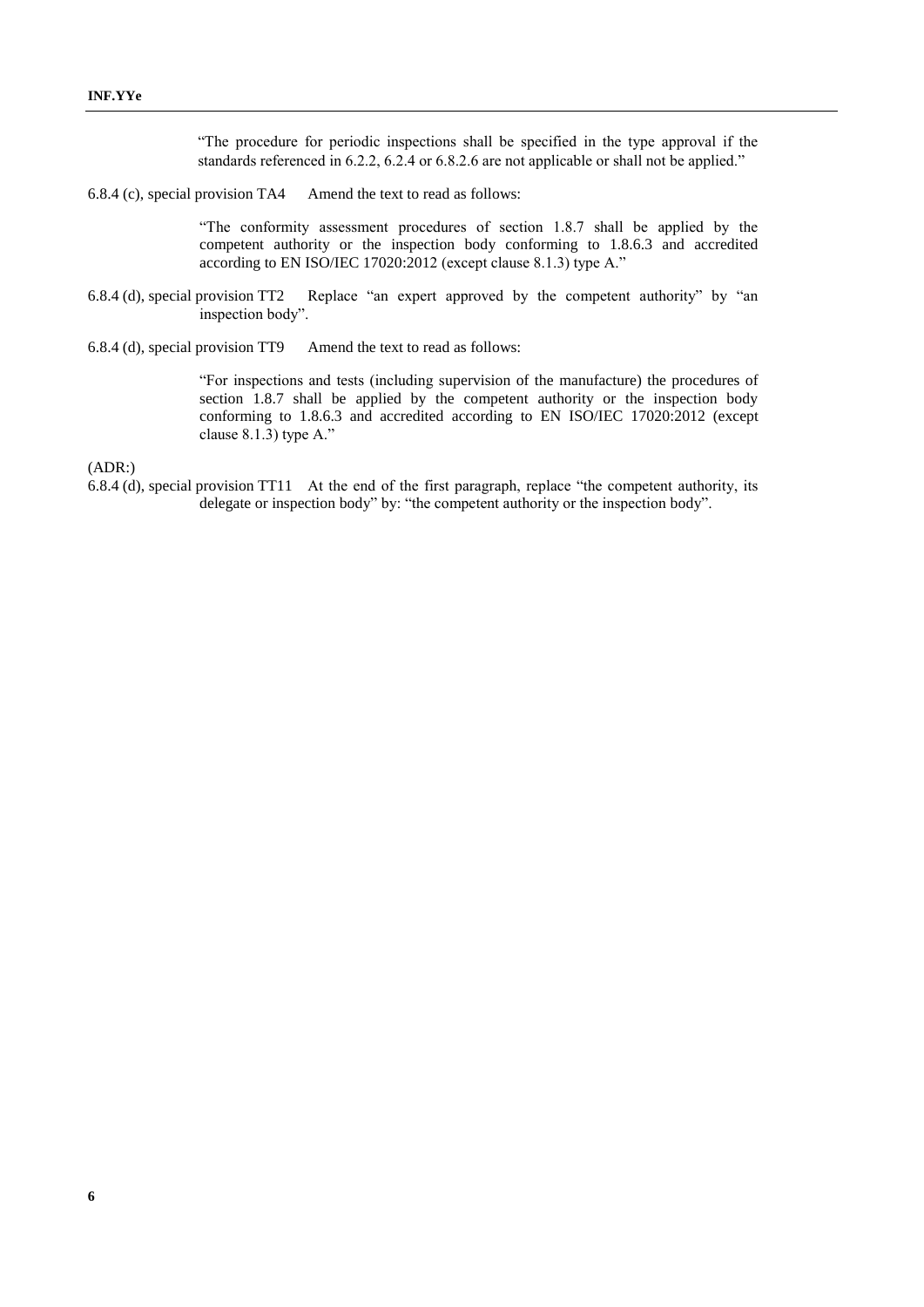"The procedure for periodic inspections shall be specified in the type approval if the standards referenced in 6.2.2, 6.2.4 or 6.8.2.6 are not applicable or shall not be applied."

6.8.4 (c), special provision TA4 Amend the text to read as follows:

"The conformity assessment procedures of section 1.8.7 shall be applied by the competent authority or the inspection body conforming to 1.8.6.3 and accredited according to EN ISO/IEC 17020:2012 (except clause 8.1.3) type A."

6.8.4 (d), special provision TT2 Replace "an expert approved by the competent authority" by "an inspection body".

6.8.4 (d), special provision TT9 Amend the text to read as follows:

"For inspections and tests (including supervision of the manufacture) the procedures of section 1.8.7 shall be applied by the competent authority or the inspection body conforming to 1.8.6.3 and accredited according to EN ISO/IEC 17020:2012 (except clause 8.1.3) type A."

(ADR:)

6.8.4 (d), special provision TT11 At the end of the first paragraph, replace "the competent authority, its delegate or inspection body" by: "the competent authority or the inspection body".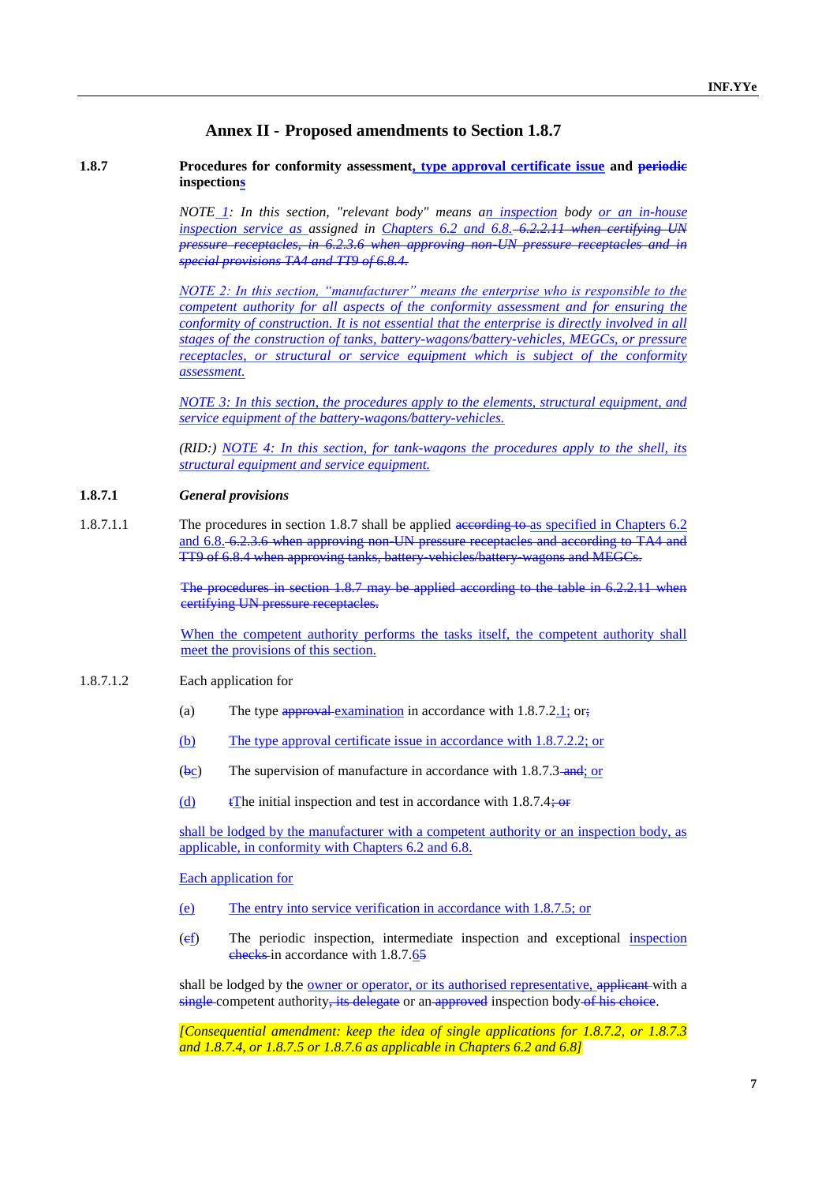## Annex II - Proposed amendments to Section 1.8.7

**1.8.7 Procedures for conformity assessment, type approval certificate issue and ~~periodic~~ inspections**

*NOTE 1: In this section, "relevant body" means an inspection body or an in-house inspection service as assigned in Chapters 6.2 and 6.8. ~~6.2.2.11 when certifying UN pressure receptacles, in 6.2.3.6 when approving non-UN pressure receptacles and in special provisions TA4 and TT9 of 6.8.4.~~*

*NOTE 2: In this section, "manufacturer" means the enterprise who is responsible to the competent authority for all aspects of the conformity assessment and for ensuring the conformity of construction. It is not essential that the enterprise is directly involved in all stages of the construction of tanks, battery-wagons/battery-vehicles, MEGCs, or pressure receptacles, or structural or service equipment which is subject of the conformity assessment.*

*NOTE 3: In this section, the procedures apply to the elements, structural equipment, and service equipment of the battery-wagons/battery-vehicles.*

*(RID:) NOTE 4: In this section, for tank-wagons the procedures apply to the shell, its structural equipment and service equipment.*

**1.8.7.1 *General provisions***

1.8.7.1.1 The procedures in section 1.8.7 shall be applied ~~according to~~ as specified in Chapters 6.2 and 6.8. ~~6.2.3.6 when approving non-UN pressure receptacles and according to TA4 and TT9 of 6.8.4 when approving tanks, battery-vehicles/battery-wagons and MEGCs.~~

~~The procedures in section 1.8.7 may be applied according to the table in 6.2.2.11 when certifying UN pressure receptacles.~~

When the competent authority performs the tasks itself, the competent authority shall meet the provisions of this section.

1.8.7.1.2 Each application for

(a) The type ~~approval~~ examination in accordance with 1.8.7.2.1; or~~;~~

(b) The type approval certificate issue in accordance with 1.8.7.2.2; or

(~~b~~c) The supervision of manufacture in accordance with 1.8.7.3 ~~and~~; or

(d) ~~t~~The initial inspection and test in accordance with 1.8.7.4~~; or~~

shall be lodged by the manufacturer with a competent authority or an inspection body, as applicable, in conformity with Chapters 6.2 and 6.8.

Each application for

(e) The entry into service verification in accordance with 1.8.7.5; or

(~~c~~f) The periodic inspection, intermediate inspection and exceptional inspection ~~checks~~ in accordance with 1.8.7.6~~5~~

shall be lodged by the owner or operator, or its authorised representative, ~~applicant~~ with a ~~single~~ competent authority~~, its delegate~~ or an ~~approved~~ inspection body ~~of his choice~~.

*[Consequential amendment: keep the idea of single applications for 1.8.7.2, or 1.8.7.3 and 1.8.7.4, or 1.8.7.5 or 1.8.7.6 as applicable in Chapters 6.2 and 6.8]*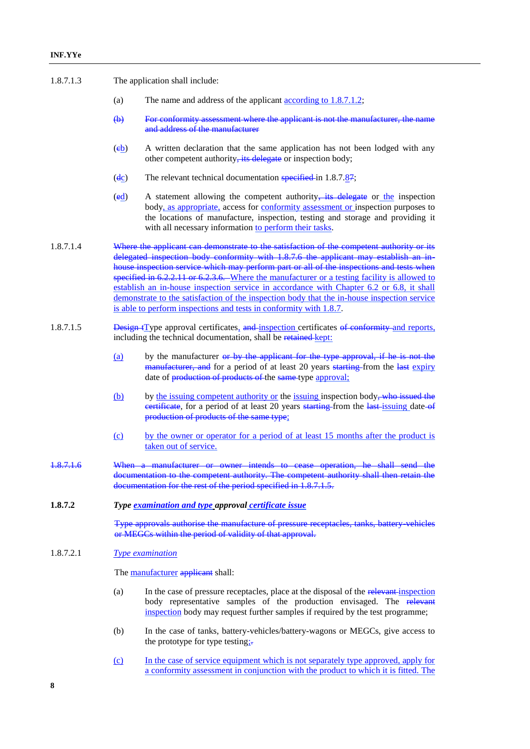1.8.7.1.3 The application shall include:

(a) The name and address of the applicant according to 1.8.7.1.2;

~~(b) For conformity assessment where the applicant is not the manufacturer, the name and address of the manufacturer~~

(~~c~~b) A written declaration that the same application has not been lodged with any other competent authority~~, its delegate~~ or inspection body;

(~~d~~c) The relevant technical documentation ~~specified~~ in 1.8.7.~~8~~7;

(~~e~~d) A statement allowing the competent authority~~, its delegate~~ or the inspection body, as appropriate, access for conformity assessment or inspection purposes to the locations of manufacture, inspection, testing and storage and providing it with all necessary information to perform their tasks.

1.8.7.1.4 ~~Where the applicant can demonstrate to the satisfaction of the competent authority or its delegated inspection body conformity with 1.8.7.6 the applicant may establish an in-house inspection service which may perform part or all of the inspections and tests when specified in 6.2.2.11 or 6.2.3.6.~~ Where the manufacturer or a testing facility is allowed to establish an in-house inspection service in accordance with Chapter 6.2 or 6.8, it shall demonstrate to the satisfaction of the inspection body that the in-house inspection service is able to perform inspections and tests in conformity with 1.8.7.

1.8.7.1.5 ~~Design t~~Type approval certificates, ~~and~~ inspection certificates ~~of conformity~~ and reports, including the technical documentation, shall be ~~retained~~ kept:

(a) by the manufacturer ~~or by the applicant for the type approval, if he is not the manufacturer, and~~ for a period of at least 20 years ~~starting~~ from the ~~last~~ expiry date of ~~production of products of~~ the ~~same~~ type approval;

(b) by the issuing competent authority or the issuing inspection body~~, who issued the certificate~~, for a period of at least 20 years ~~starting~~ from the ~~last~~ issuing date~~ of production of products of the same type~~;

(c) by the owner or operator for a period of at least 15 months after the product is taken out of service.

~~1.8.7.1.6 When a manufacturer or owner intends to cease operation, he shall send the documentation to the competent authority. The competent authority shall then retain the documentation for the rest of the period specified in 1.8.7.1.5.~~

**1.8.7.2** ***Type examination and type approval certificate issue***

~~Type approvals authorise the manufacture of pressure receptacles, tanks, battery-vehicles or MEGCs within the period of validity of that approval.~~

1.8.7.2.1 *Type examination*

The manufacturer ~~applicant~~ shall:

(a) In the case of pressure receptacles, place at the disposal of the ~~relevant~~ inspection body representative samples of the production envisaged. The ~~relevant~~ inspection body may request further samples if required by the test programme;

(b) In the case of tanks, battery-vehicles/battery-wagons or MEGCs, give access to the prototype for type testing;~~.~~

(c) In the case of service equipment which is not separately type approved, apply for a conformity assessment in conjunction with the product to which it is fitted. The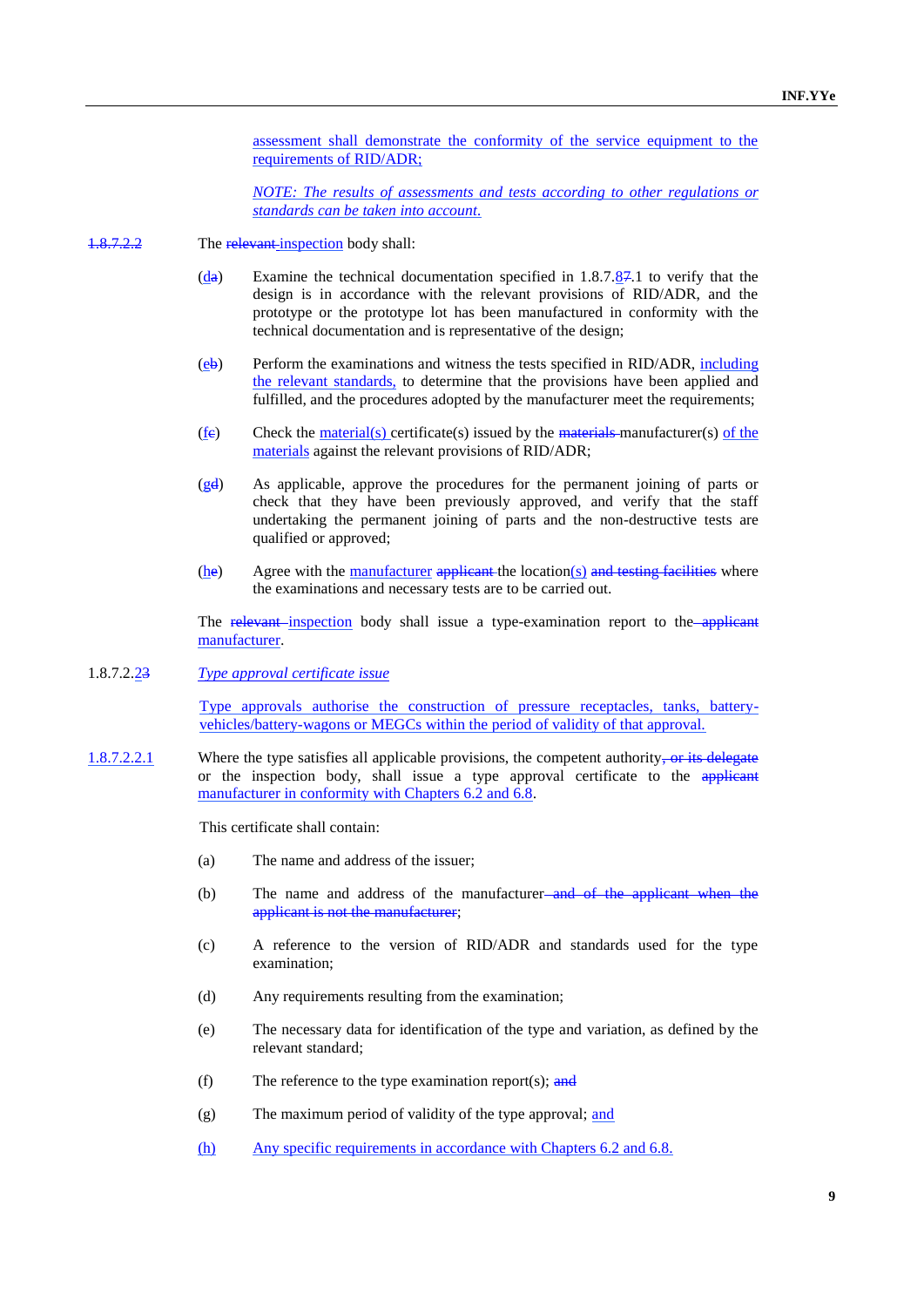assessment shall demonstrate the conformity of the service equipment to the requirements of RID/ADR;

*NOTE: The results of assessments and tests according to other regulations or standards can be taken into account.*

1.8.7.2.2 The ~~relevant~~ inspection body shall:

(da) Examine the technical documentation specified in 1.8.7.87.1 to verify that the design is in accordance with the relevant provisions of RID/ADR, and the prototype or the prototype lot has been manufactured in conformity with the technical documentation and is representative of the design;

(eb) Perform the examinations and witness the tests specified in RID/ADR, including the relevant standards, to determine that the provisions have been applied and fulfilled, and the procedures adopted by the manufacturer meet the requirements;

(fc) Check the material(s) certificate(s) issued by the ~~materials~~ manufacturer(s) of the materials against the relevant provisions of RID/ADR;

(gd) As applicable, approve the procedures for the permanent joining of parts or check that they have been previously approved, and verify that the staff undertaking the permanent joining of parts and the non-destructive tests are qualified or approved;

(he) Agree with the manufacturer ~~applicant~~ the location(s) ~~and testing facilities~~ where the examinations and necessary tests are to be carried out.

The ~~relevant~~ inspection body shall issue a type-examination report to the ~~applicant~~ manufacturer.

1.8.7.2.23 *Type approval certificate issue*

Type approvals authorise the construction of pressure receptacles, tanks, battery-vehicles/battery-wagons or MEGCs within the period of validity of that approval.

1.8.7.2.2.1 Where the type satisfies all applicable requirements, the competent authority~~, or its delegate~~ or the inspection body, shall issue a type approval certificate to the ~~applicant~~ manufacturer in conformity with Chapters 6.2 and 6.8.

This certificate shall contain:

(a) The name and address of the issuer;

(b) The name and address of the manufacturer ~~and of the applicant when the applicant is not the manufacturer~~;

(c) A reference to the version of RID/ADR and standards used for the type examination;

(d) Any requirements resulting from the examination;

(e) The necessary data for identification of the type and variation, as defined by the relevant standard;

(f) The reference to the type examination report(s); ~~and~~

(g) The maximum period of validity of the type approval; and

(h) Any specific requirements in accordance with Chapters 6.2 and 6.8.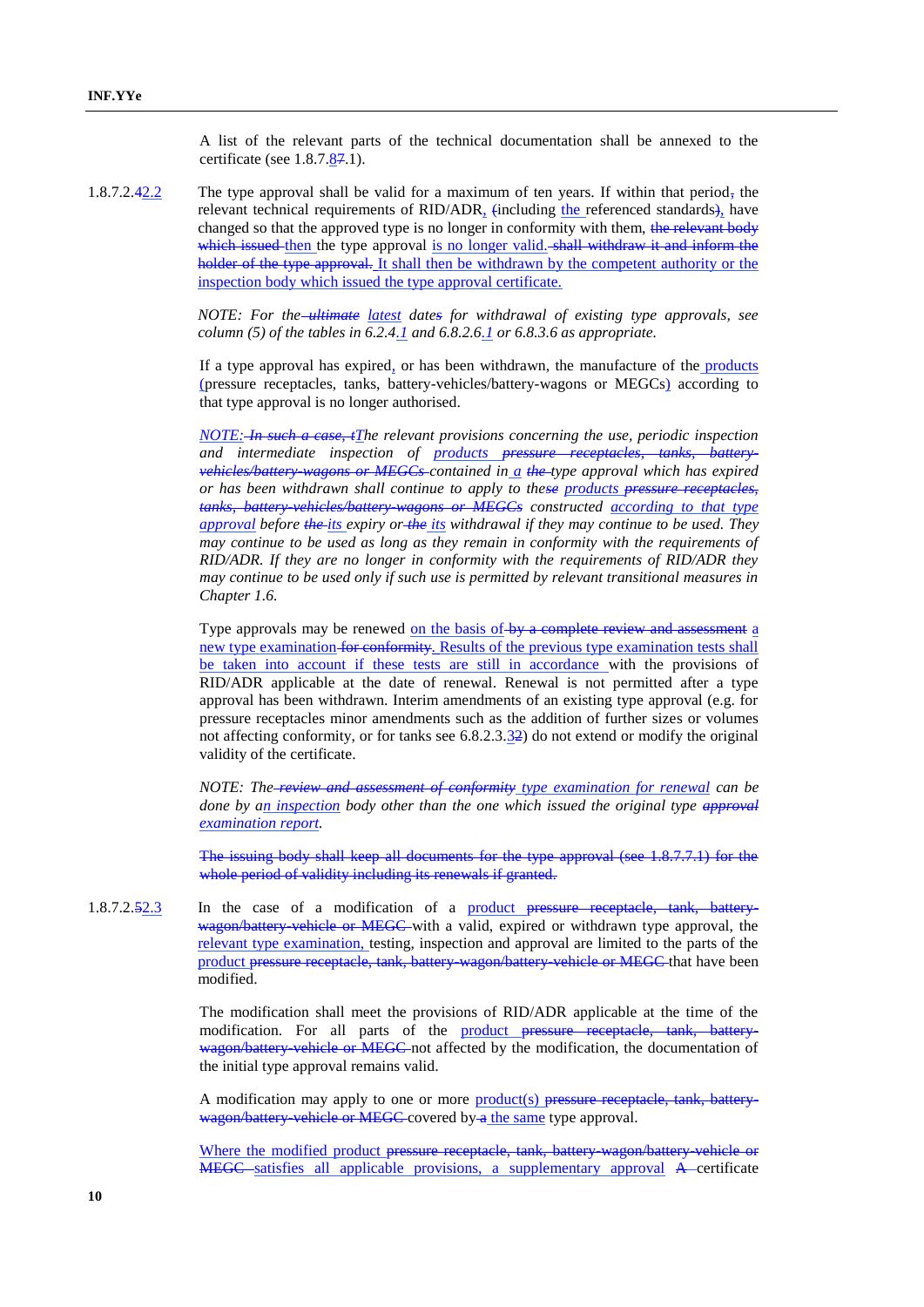A list of the relevant parts of the technical documentation shall be annexed to the certificate (see 1.8.7.87.1).

1.8.7.2.42.2 The type approval shall be valid for a maximum of ten years. If within that period, the relevant technical requirements of RID/ADR, (including the referenced standards), have changed so that the approved type is no longer in conformity with them, the relevant body which issued then the type approval is no longer valid. shall withdraw it and inform the holder of the type approval. It shall then be withdrawn by the competent authority or the inspection body which issued the type approval certificate.

*NOTE: For the ultimate latest dates for withdrawal of existing type approvals, see column (5) of the tables in 6.2.4.1 and 6.8.2.6.1 or 6.8.3.6 as appropriate.*

If a type approval has expired, or has been withdrawn, the manufacture of the products (pressure receptacles, tanks, battery-vehicles/battery-wagons or MEGCs) according to that type approval is no longer authorised.

*NOTE: In such a case, tThe relevant provisions concerning the use, periodic inspection and intermediate inspection of products pressure receptacles, tanks, battery-vehicles/battery-wagons or MEGCs contained in a the type approval which has expired or has been withdrawn shall continue to apply to these products pressure receptacles, tanks, battery-vehicles/battery-wagons or MEGCs constructed according to that type approval before the its expiry or the its withdrawal if they may continue to be used. They may continue to be used as long as they remain in conformity with the requirements of RID/ADR. If they are no longer in conformity with the requirements of RID/ADR they may continue to be used only if such use is permitted by relevant transitional measures in Chapter 1.6.*

Type approvals may be renewed on the basis of by a complete review and assessment a new type examination for conformity. Results of the previous type examination tests shall be taken into account if these tests are still in accordance with the provisions of RID/ADR applicable at the date of renewal. Renewal is not permitted after a type approval has been withdrawn. Interim amendments of an existing type approval (e.g. for pressure receptacles minor amendments such as the addition of further sizes or volumes not affecting conformity, or for tanks see 6.8.2.3.32) do not extend or modify the original validity of the certificate.

*NOTE: The review and assessment of conformity type examination for renewal can be done by an inspection body other than the one which issued the original type approval examination report.*

The issuing body shall keep all documents for the type approval (see 1.8.7.7.1) for the whole period of validity including its renewals if granted.

1.8.7.2.52.3 In the case of a modification of a product pressure receptacle, tank, battery-wagon/battery-vehicle or MEGC with a valid, expired or withdrawn type approval, the relevant type examination, testing, inspection and approval are limited to the parts of the product pressure receptacle, tank, battery-wagon/battery-vehicle or MEGC that have been modified.

The modification shall meet the provisions of RID/ADR applicable at the time of the modification. For all parts of the product pressure receptacle, tank, battery-wagon/battery-vehicle or MEGC not affected by the modification, the documentation of the initial type approval remains valid.

A modification may apply to one or more product(s) pressure receptacle, tank, battery-wagon/battery-vehicle or MEGC covered by a the same type approval.

Where the modified product pressure receptacle, tank, battery-wagon/battery-vehicle or MEGC satisfies all applicable provisions, a supplementary approval A certificate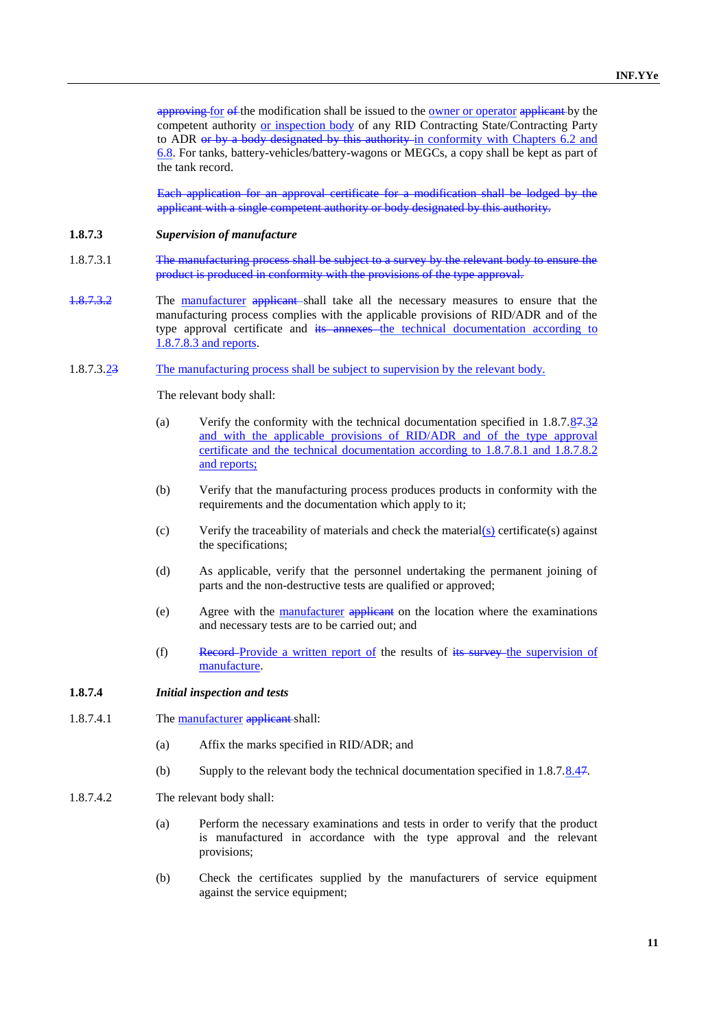approving for of the modification shall be issued to the owner or operator applicant by the competent authority or inspection body of any RID Contracting State/Contracting Party to ADR or by a body designated by this authority in conformity with Chapters 6.2 and 6.8. For tanks, battery-vehicles/battery-wagons or MEGCs, a copy shall be kept as part of the tank record.

~~Each application for an approval certificate for a modification shall be lodged by the applicant with a single competent authority or body designated by this authority.~~

**1.8.7.3** ***Supervision of manufacture***

1.8.7.3.1 ~~The manufacturing process shall be subject to a survey by the relevant body to ensure the product is produced in conformity with the provisions of the type approval.~~

~~1.8.7.3.2~~ The manufacturer ~~applicant~~ shall take all the necessary measures to ensure that the manufacturing process complies with the applicable provisions of RID/ADR and of the type approval certificate and ~~its annexes~~ the technical documentation according to 1.8.7.8.3 and reports.

1.8.7.3.2~~3~~ The manufacturing process shall be subject to supervision by the relevant body.

The relevant body shall:

(a) Verify the conformity with the technical documentation specified in 1.8.7.8~~7~~.3~~2~~ and with the applicable provisions of RID/ADR and of the type approval certificate and the technical documentation according to 1.8.7.8.1 and 1.8.7.8.2 and reports;

(b) Verify that the manufacturing process produces products in conformity with the requirements and the documentation which apply to it;

(c) Verify the traceability of materials and check the material(s) certificate(s) against the specifications;

(d) As applicable, verify that the personnel undertaking the permanent joining of parts and the non-destructive tests are qualified or approved;

(e) Agree with the manufacturer ~~applicant~~ on the location where the examinations and necessary tests are to be carried out; and

(f) ~~Record~~ Provide a written report of the results of ~~its survey~~ the supervision of manufacture.

**1.8.7.4** ***Initial inspection and tests***

1.8.7.4.1 The manufacturer ~~applicant~~ shall:

(a) Affix the marks specified in RID/ADR; and

(b) Supply to the relevant body the technical documentation specified in 1.8.7.8.4~~7~~.

1.8.7.4.2 The relevant body shall:

(a) Perform the necessary examinations and tests in order to verify that the product is manufactured in accordance with the type approval and the relevant provisions;

(b) Check the certificates supplied by the manufacturers of service equipment against the service equipment;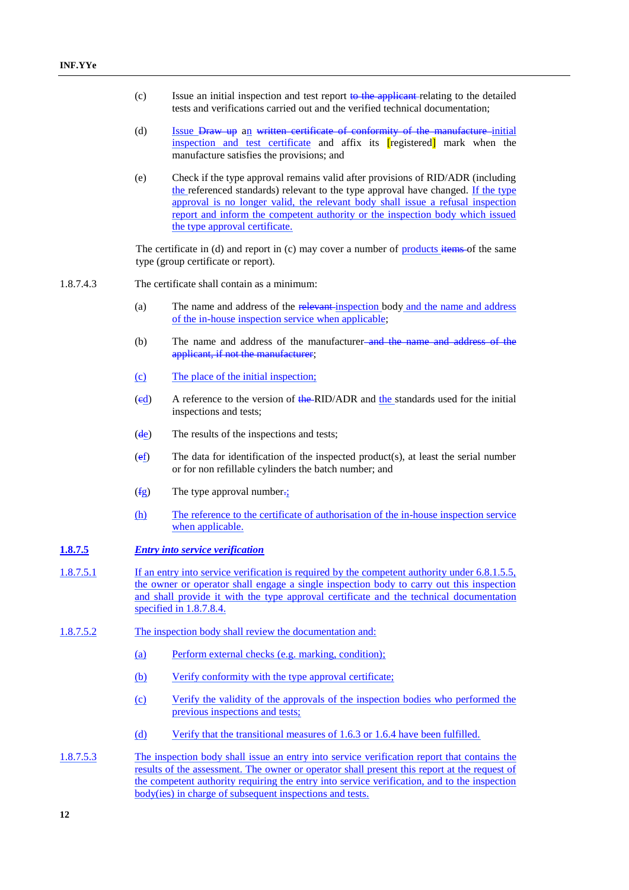(c) Issue an initial inspection and test report ~~to the applicant~~ relating to the detailed tests and verifications carried out and the verified technical documentation;

(d) Issue ~~Draw up~~ an ~~written certificate of conformity of the manufacture~~ initial inspection and test certificate and affix its [registered] mark when the manufacture satisfies the provisions; and

(e) Check if the type approval remains valid after provisions of RID/ADR (including the referenced standards) relevant to the type approval have changed. If the type approval is no longer valid, the relevant body shall issue a refusal inspection report and inform the competent authority or the inspection body which issued the type approval certificate.

The certificate in (d) and report in (c) may cover a number of products ~~items~~ of the same type (group certificate or report).

1.8.7.4.3 The certificate shall contain as a minimum:

(a) The name and address of the ~~relevant~~ inspection body and the name and address of the in-house inspection service when applicable;

(b) The name and address of the manufacturer ~~and the name and address of the applicant, if not the manufacturer~~;

(c) The place of the initial inspection;

(~~c~~d) A reference to the version of ~~the~~ RID/ADR and the standards used for the initial inspections and tests;

(~~d~~e) The results of the inspections and tests;

(~~e~~f) The data for identification of the inspected product(s), at least the serial number or for non refillable cylinders the batch number; and

(~~f~~g) The type approval number~~.~~;

(h) The reference to the certificate of authorisation of the in-house inspection service when applicable.

**1.8.7.5** ***Entry into service verification***

1.8.7.5.1 If an entry into service verification is required by the competent authority under 6.8.1.5.5, the owner or operator shall engage a single inspection body to carry out this inspection and shall provide it with the type approval certificate and the technical documentation specified in 1.8.7.8.4.

1.8.7.5.2 The inspection body shall review the documentation and:

(a) Perform external checks (e.g. marking, condition);

(b) Verify conformity with the type approval certificate;

(c) Verify the validity of the approvals of the inspection bodies who performed the previous inspections and tests;

(d) Verify that the transitional measures of 1.6.3 or 1.6.4 have been fulfilled.

1.8.7.5.3 The inspection body shall issue an entry into service verification report that contains the results of the assessment. The owner or operator shall present this report at the request of the competent authority requiring the entry into service verification, and to the inspection body(ies) in charge of subsequent inspections and tests.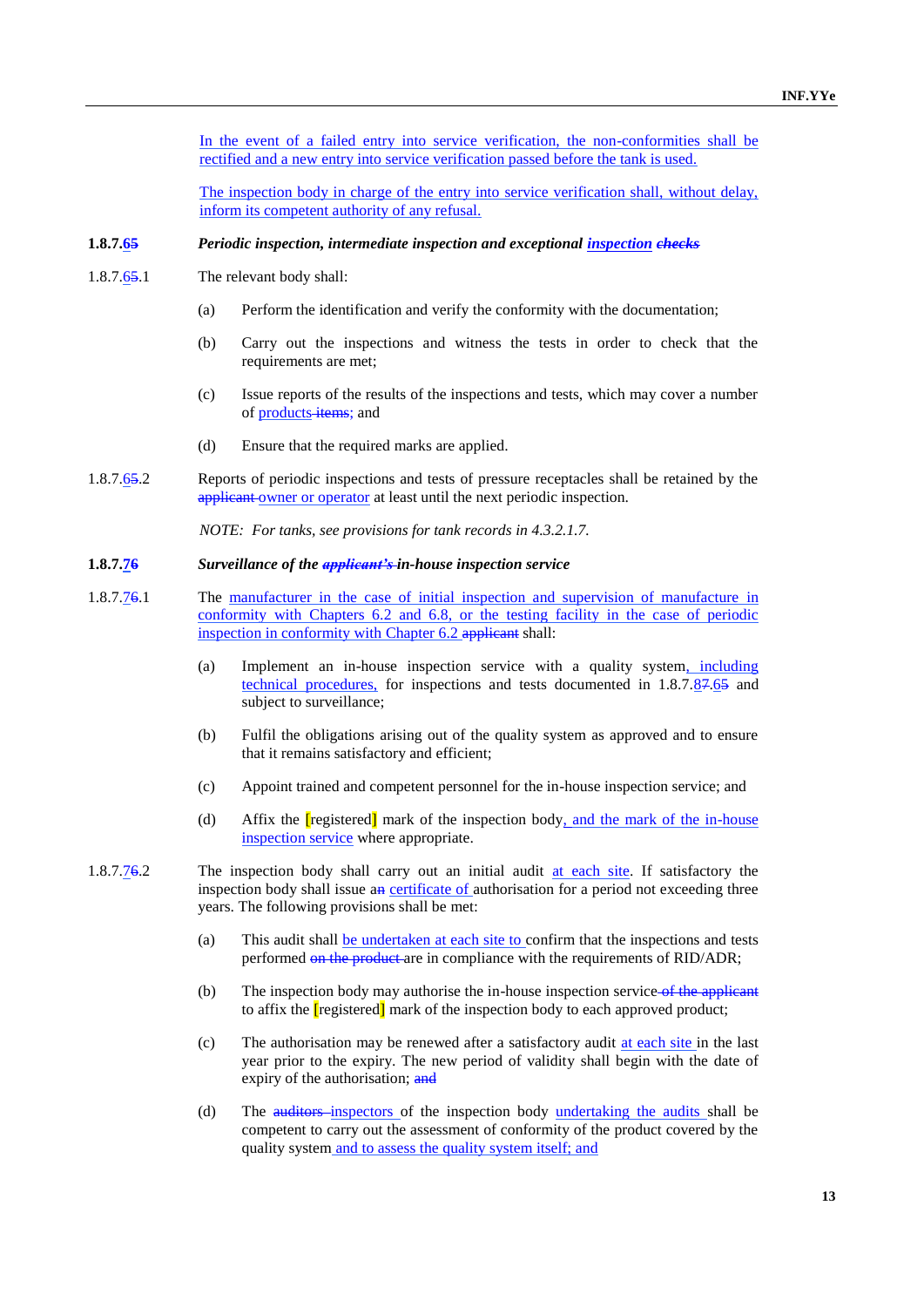In the event of a failed entry into service verification, the non-conformities shall be rectified and a new entry into service verification passed before the tank is used.

The inspection body in charge of the entry into service verification shall, without delay, inform its competent authority of any refusal.

**1.8.7.~~5~~6** ***Periodic inspection, intermediate inspection and exceptional inspection ~~checks~~***

1.8.7.~~5~~6.1 The relevant body shall:

(a) Perform the identification and verify the conformity with the documentation;

(b) Carry out the inspections and witness the tests in order to check that the requirements are met;

(c) Issue reports of the results of the inspections and tests, which may cover a number of products ~~items~~; and

(d) Ensure that the required marks are applied.

1.8.7.~~5~~6.2 Reports of periodic inspections and tests of pressure receptacles shall be retained by the ~~applicant~~ owner or operator at least until the next periodic inspection.

*NOTE: For tanks, see provisions for tank records in 4.3.2.1.7.*

**1.8.7.~~6~~7** ***Surveillance of the ~~applicant's~~ in-house inspection service***

1.8.7.~~6~~7.1 The manufacturer in the case of initial inspection and supervision of manufacture in conformity with Chapters 6.2 and 6.8, or the testing facility in the case of periodic inspection in conformity with Chapter 6.2 ~~applicant~~ shall:

(a) Implement an in-house inspection service with a quality system, including technical procedures, for inspections and tests documented in 1.8.7.~~7~~8.~~5~~6 and subject to surveillance;

(b) Fulfil the obligations arising out of the quality system as approved and to ensure that it remains satisfactory and efficient;

(c) Appoint trained and competent personnel for the in-house inspection service; and

(d) Affix the [registered] mark of the inspection body, and the mark of the in-house inspection service where appropriate.

1.8.7.~~6~~7.2 The inspection body shall carry out an initial audit at each site. If satisfactory the inspection body shall issue a~~n~~ certificate of authorisation for a period not exceeding three years. The following provisions shall be met:

(a) This audit shall be undertaken at each site to confirm that the inspections and tests performed ~~on the product~~ are in compliance with the requirements of RID/ADR;

(b) The inspection body may authorise the in-house inspection service ~~of the applicant~~ to affix the [registered] mark of the inspection body to each approved product;

(c) The authorisation may be renewed after a satisfactory audit at each site in the last year prior to the expiry. The new period of validity shall begin with the date of expiry of the authorisation; ~~and~~

(d) The ~~auditors~~ inspectors of the inspection body undertaking the audits shall be competent to carry out the assessment of conformity of the product covered by the quality system and to assess the quality system itself; and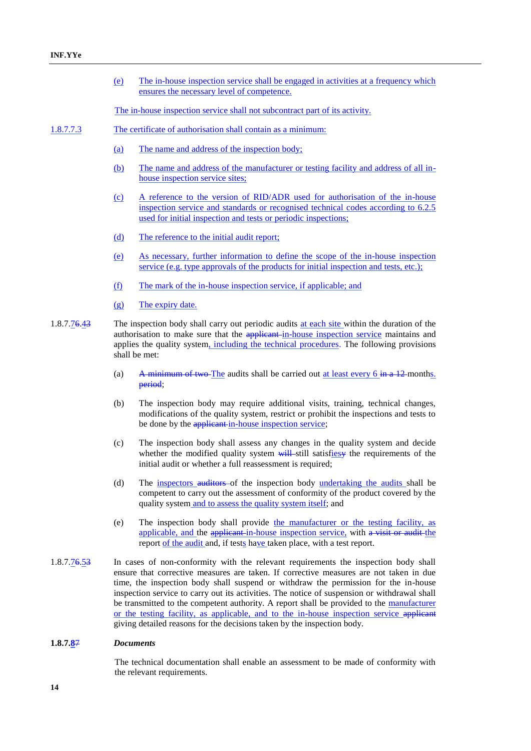(e) The in-house inspection service shall be engaged in activities at a frequency which ensures the necessary level of competence.

The in-house inspection service shall not subcontract part of its activity.

1.8.7.7.3 The certificate of authorisation shall contain as a minimum:

(a) The name and address of the inspection body;

(b) The name and address of the manufacturer or testing facility and address of all in-house inspection service sites;

(c) A reference to the version of RID/ADR used for authorisation of the in-house inspection service and standards or recognised technical codes according to 6.2.5 used for initial inspection and tests or periodic inspections;

(d) The reference to the initial audit report;

(e) As necessary, further information to define the scope of the in-house inspection service (e.g. type approvals of the products for initial inspection and tests, etc.);

(f) The mark of the in-house inspection service, if applicable; and

(g) The expiry date.

1.8.7.76.43 The inspection body shall carry out periodic audits at each site within the duration of the authorisation to make sure that the ~~applicant~~ in-house inspection service maintains and applies the quality system, including the technical procedures. The following provisions shall be met:

(a) ~~A minimum of two~~ The audits shall be carried out at least every 6 ~~in a 12~~ months. ~~period~~;

(b) The inspection body may require additional visits, training, technical changes, modifications of the quality system, restrict or prohibit the inspections and tests to be done by the ~~applicant~~ in-house inspection service;

(c) The inspection body shall assess any changes in the quality system and decide whether the modified quality system ~~will~~ still satisfiesy the requirements of the initial audit or whether a full reassessment is required;

(d) The inspectors ~~auditors~~ of the inspection body undertaking the audits shall be competent to carry out the assessment of conformity of the product covered by the quality system and to assess the quality system itself; and

(e) The inspection body shall provide the manufacturer or the testing facility, as applicable, and the ~~applicant~~ in-house inspection service, with ~~a visit or audit~~ the report of the audit and, if tests have taken place, with a test report.

1.8.7.76.53 In cases of non-conformity with the relevant requirements the inspection body shall ensure that corrective measures are taken. If corrective measures are not taken in due time, the inspection body shall suspend or withdraw the permission for the in-house inspection service to carry out its activities. The notice of suspension or withdrawal shall be transmitted to the competent authority. A report shall be provided to the manufacturer or the testing facility, as applicable, and to the in-house inspection service ~~applicant~~ giving detailed reasons for the decisions taken by the inspection body.

**1.8.7.87** ***Documents***

The technical documentation shall enable an assessment to be made of conformity with the relevant requirements.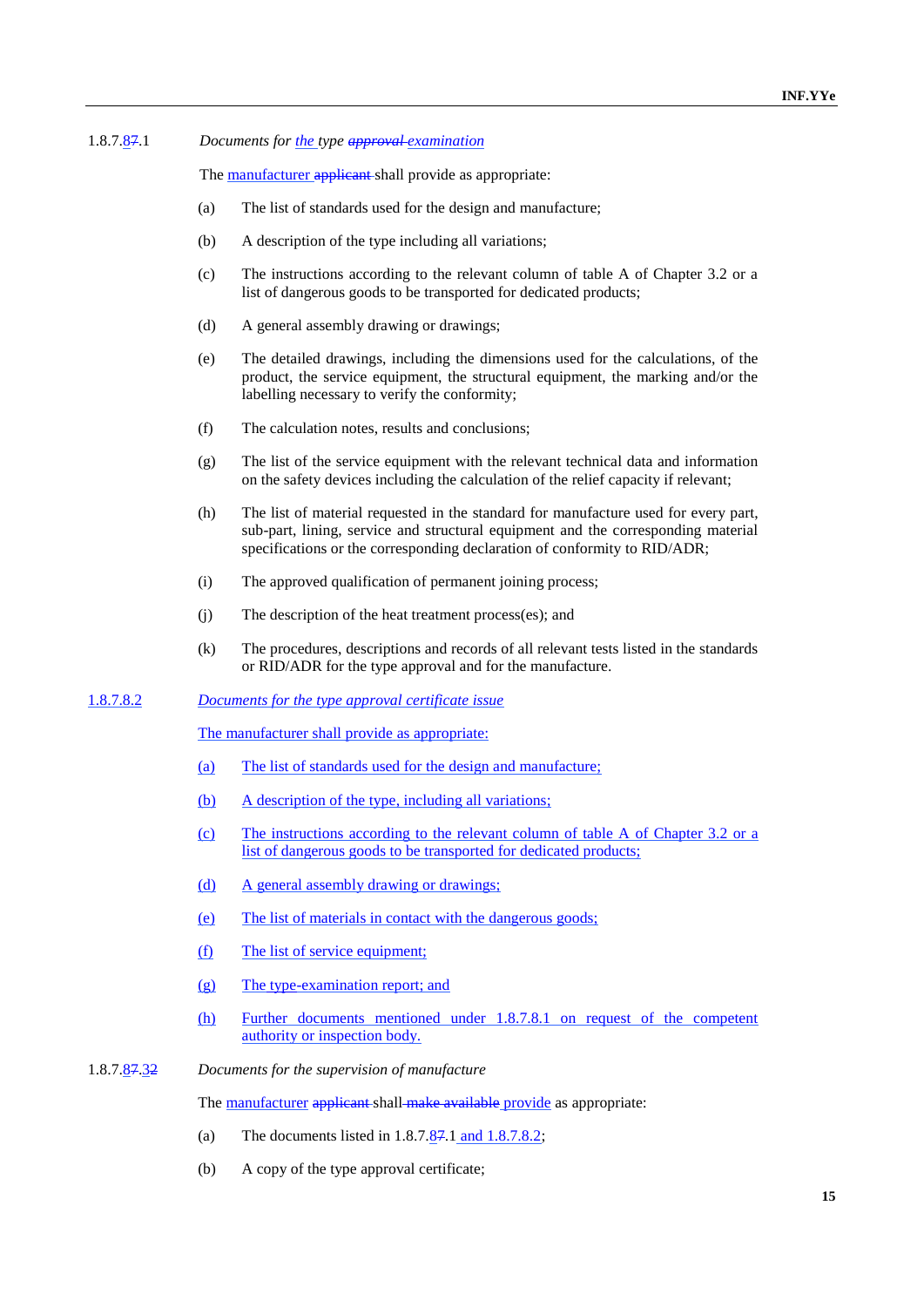1.8.7.87.1 *Documents for the type approval examination*

The manufacturer applicant shall provide as appropriate:

(a) The list of standards used for the design and manufacture;

(b) A description of the type including all variations;

(c) The instructions according to the relevant column of table A of Chapter 3.2 or a list of dangerous goods to be transported for dedicated products;

(d) A general assembly drawing or drawings;

(e) The detailed drawings, including the dimensions used for the calculations, of the product, the service equipment, the structural equipment, the marking and/or the labelling necessary to verify the conformity;

(f) The calculation notes, results and conclusions;

(g) The list of the service equipment with the relevant technical data and information on the safety devices including the calculation of the relief capacity if relevant;

(h) The list of material requested in the standard for manufacture used for every part, sub-part, lining, service and structural equipment and the corresponding material specifications or the corresponding declaration of conformity to RID/ADR;

(i) The approved qualification of permanent joining process;

(j) The description of the heat treatment process(es); and

(k) The procedures, descriptions and records of all relevant tests listed in the standards or RID/ADR for the type approval and for the manufacture.

1.8.7.8.2 *Documents for the type approval certificate issue*

The manufacturer shall provide as appropriate:

(a) The list of standards used for the design and manufacture;

(b) A description of the type, including all variations;

(c) The instructions according to the relevant column of table A of Chapter 3.2 or a list of dangerous goods to be transported for dedicated products;

(d) A general assembly drawing or drawings;

(e) The list of materials in contact with the dangerous goods;

(f) The list of service equipment;

(g) The type-examination report; and

(h) Further documents mentioned under 1.8.7.8.1 on request of the competent authority or inspection body.

1.8.7.87.32 *Documents for the supervision of manufacture*

The manufacturer applicant shall make available provide as appropriate:

(a) The documents listed in 1.8.7.87.1 and 1.8.7.8.2;

(b) A copy of the type approval certificate;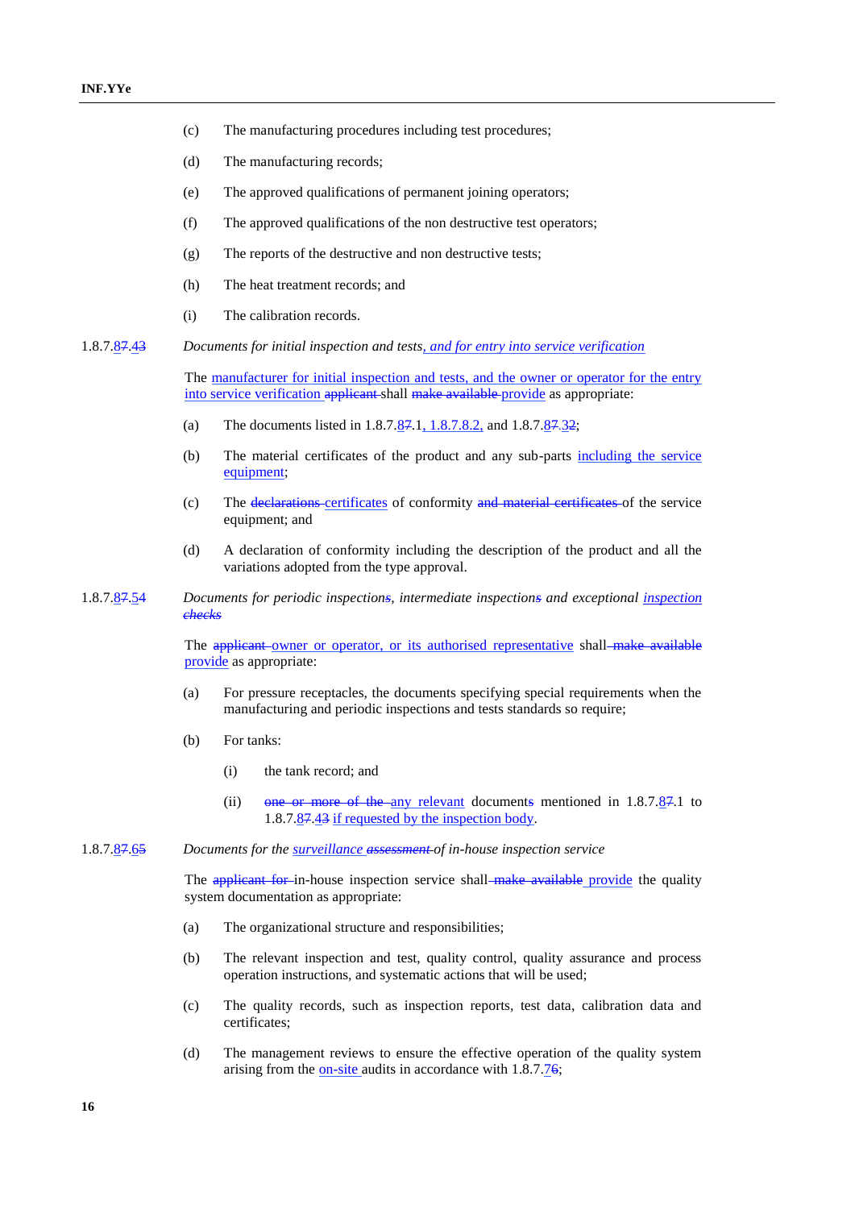(c) The manufacturing procedures including test procedures;

(d) The manufacturing records;

(e) The approved qualifications of permanent joining operators;

(f) The approved qualifications of the non destructive test operators;

(g) The reports of the destructive and non destructive tests;

(h) The heat treatment records; and

(i) The calibration records.

1.8.7.~~7~~8.~~3~~4 *Documents for initial inspection and tests, and for entry into service verification*

The manufacturer for initial inspection and tests, and the owner or operator for the entry into service verification ~~applicant~~ shall ~~make available~~ provide as appropriate:

(a) The documents listed in 1.8.7.~~7~~8.1, 1.8.7.8.2, and 1.8.7.~~7~~8.~~2~~3;

(b) The material certificates of the product and any sub-parts including the service equipment;

(c) The ~~declarations~~ certificates of conformity ~~and material certificates~~ of the service equipment; and

(d) A declaration of conformity including the description of the product and all the variations adopted from the type approval.

1.8.7.~~7~~8.~~4~~5 *Documents for periodic inspection~~s~~, intermediate inspection~~s~~ and exceptional inspection ~~checks~~*

The ~~applicant~~ owner or operator, or its authorised representative shall ~~make available~~ provide as appropriate:

(a) For pressure receptacles, the documents specifying special requirements when the manufacturing and periodic inspections and tests standards so require;

(b) For tanks:

(i) the tank record; and

(ii) ~~one or more of the~~ any relevant documents mentioned in 1.8.7.~~7~~8.1 to 1.8.7.~~7~~8.~~3~~4 if requested by the inspection body.

1.8.7.~~7~~8.~~5~~6 *Documents for the surveillance ~~assessment~~ of in-house inspection service*

The ~~applicant for~~ in-house inspection service shall ~~make available~~ provide the quality system documentation as appropriate:

(a) The organizational structure and responsibilities;

(b) The relevant inspection and test, quality control, quality assurance and process operation instructions, and systematic actions that will be used;

(c) The quality records, such as inspection reports, test data, calibration data and certificates;

(d) The management reviews to ensure the effective operation of the quality system arising from the on-site audits in accordance with 1.8.7.~~6~~7;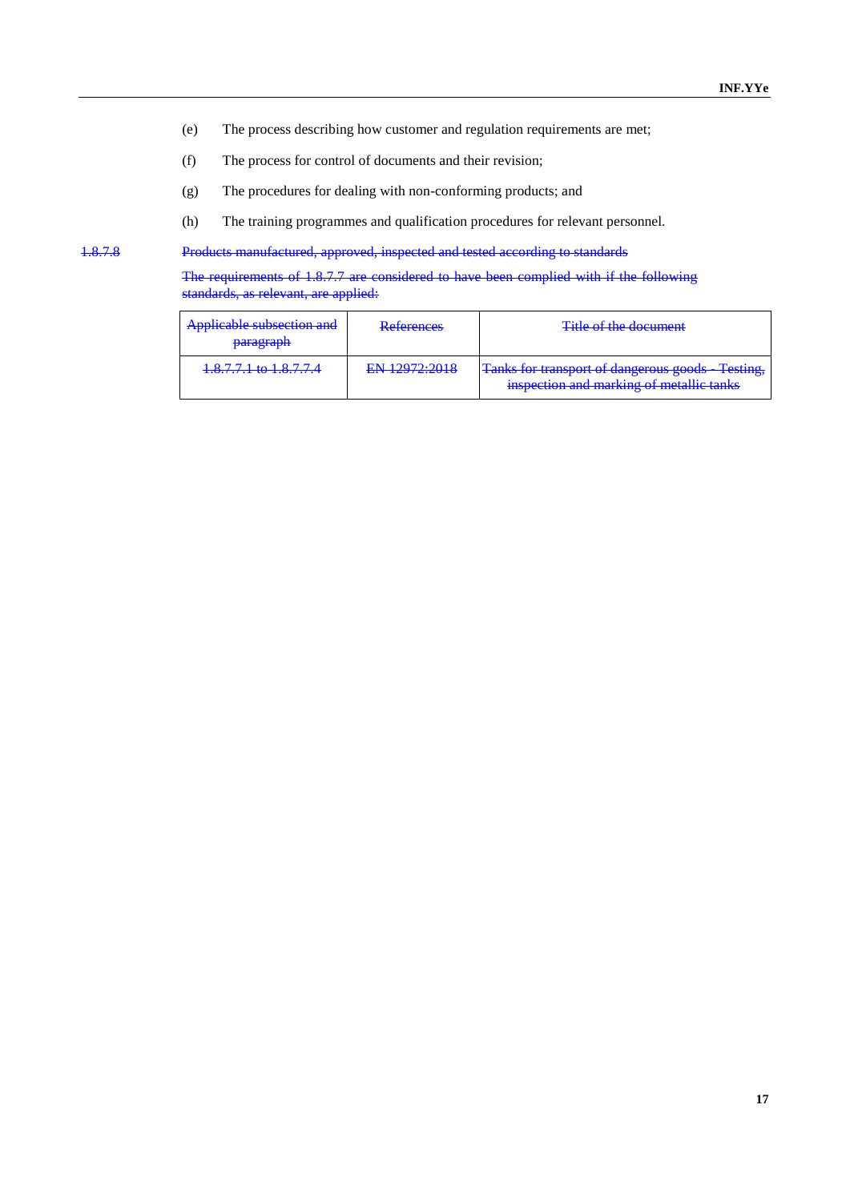(e) The process describing how customer and regulation requirements are met;

(f) The process for control of documents and their revision;

(g) The procedures for dealing with non-conforming products; and

(h) The training programmes and qualification procedures for relevant personnel.

~~1.8.7.8~~ ~~Products manufactured, approved, inspected and tested according to standards~~

~~The requirements of 1.8.7.7 are considered to have been complied with if the following standards, as relevant, are applied:~~

| ~~Applicable subsection and paragraph~~ | ~~References~~ | ~~Title of the document~~ |
|---|---|---|
| ~~1.8.7.1 to 1.8.7.4~~ | ~~EN 12972:2018~~ | ~~Tanks for transport of dangerous goods - Testing, inspection and marking of metallic tanks~~ |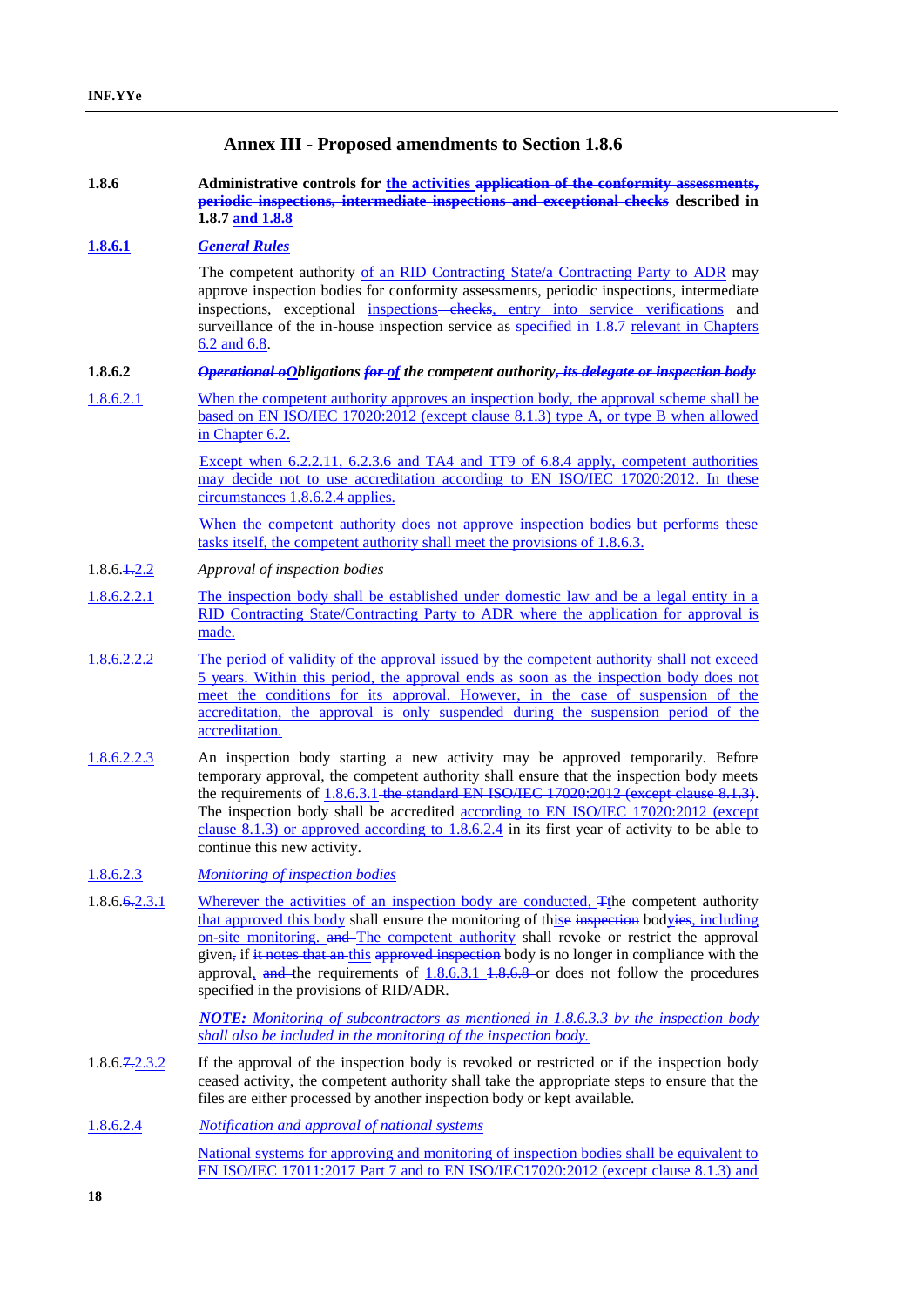# Annex III - Proposed amendments to Section 1.8.6

**1.8.6** **Administrative controls for the activities ~~application of the conformity assessments, periodic inspections, intermediate inspections and exceptional checks~~ described in 1.8.7 and 1.8.8**

**1.8.6.1** ***General Rules***

The competent authority of an RID Contracting State/a Contracting Party to ADR may approve inspection bodies for conformity assessments, periodic inspections, intermediate inspections, exceptional inspections ~~checks~~, entry into service verifications and surveillance of the in-house inspection service as ~~specified in 1.8.7~~ relevant in Chapters 6.2 and 6.8.

**1.8.6.2** ***~~Operational o~~Obligations ~~for~~ of the competent authority~~, its delegate or inspection body~~***

1.8.6.2.1 When the competent authority approves an inspection body, the approval scheme shall be based on EN ISO/IEC 17020:2012 (except clause 8.1.3) type A, or type B when allowed in Chapter 6.2.

Except when 6.2.2.11, 6.2.3.6 and TA4 and TT9 of 6.8.4 apply, competent authorities may decide not to use accreditation according to EN ISO/IEC 17020:2012. In these circumstances 1.8.6.2.4 applies.

When the competent authority does not approve inspection bodies but performs these tasks itself, the competent authority shall meet the provisions of 1.8.6.3.

1.8.6.~~1.~~2.2 *Approval of inspection bodies*

1.8.6.2.2.1 The inspection body shall be established under domestic law and be a legal entity in a RID Contracting State/Contracting Party to ADR where the application for approval is made.

1.8.6.2.2.2 The period of validity of the approval issued by the competent authority shall not exceed 5 years. Within this period, the approval ends as soon as the inspection body does not meet the conditions for its approval. However, in the case of suspension of the accreditation, the approval is only suspended during the suspension period of the accreditation.

1.8.6.2.2.3 An inspection body starting a new activity may be approved temporarily. Before temporary approval, the competent authority shall ensure that the inspection body meets the requirements of 1.8.6.3.1 ~~the standard EN ISO/IEC 17020:2012 (except clause 8.1.3)~~. The inspection body shall be accredited according to EN ISO/IEC 17020:2012 (except clause 8.1.3) or approved according to 1.8.6.2.4 in its first year of activity to be able to continue this new activity.

1.8.6.2.3 *Monitoring of inspection bodies*

1.8.6.~~6.~~2.3.1 Wherever the activities of an inspection body are conducted, ~~T~~the competent authority that approved this body shall ensure the monitoring of th~~ese~~is ~~inspection~~ body~~ies~~, including on-site monitoring. ~~and~~ The competent authority shall revoke or restrict the approval given~~,~~ if ~~it notes that an~~ this ~~approved inspection~~ body is no longer in compliance with the approval, ~~and~~ the requirements of 1.8.6.3.1 ~~1.8.6.8~~ or does not follow the procedures specified in the provisions of RID/ADR.

***NOTE:** Monitoring of subcontractors as mentioned in 1.8.6.3.3 by the inspection body shall also be included in the monitoring of the inspection body.*

1.8.6.~~7.~~2.3.2 If the approval of the inspection body is revoked or restricted or if the inspection body ceased activity, the competent authority shall take the appropriate steps to ensure that the files are either processed by another inspection body or kept available.

1.8.6.2.4 *Notification and approval of national systems*

National systems for approving and monitoring of inspection bodies shall be equivalent to EN ISO/IEC 17011:2017 Part 7 and to EN ISO/IEC17020:2012 (except clause 8.1.3) and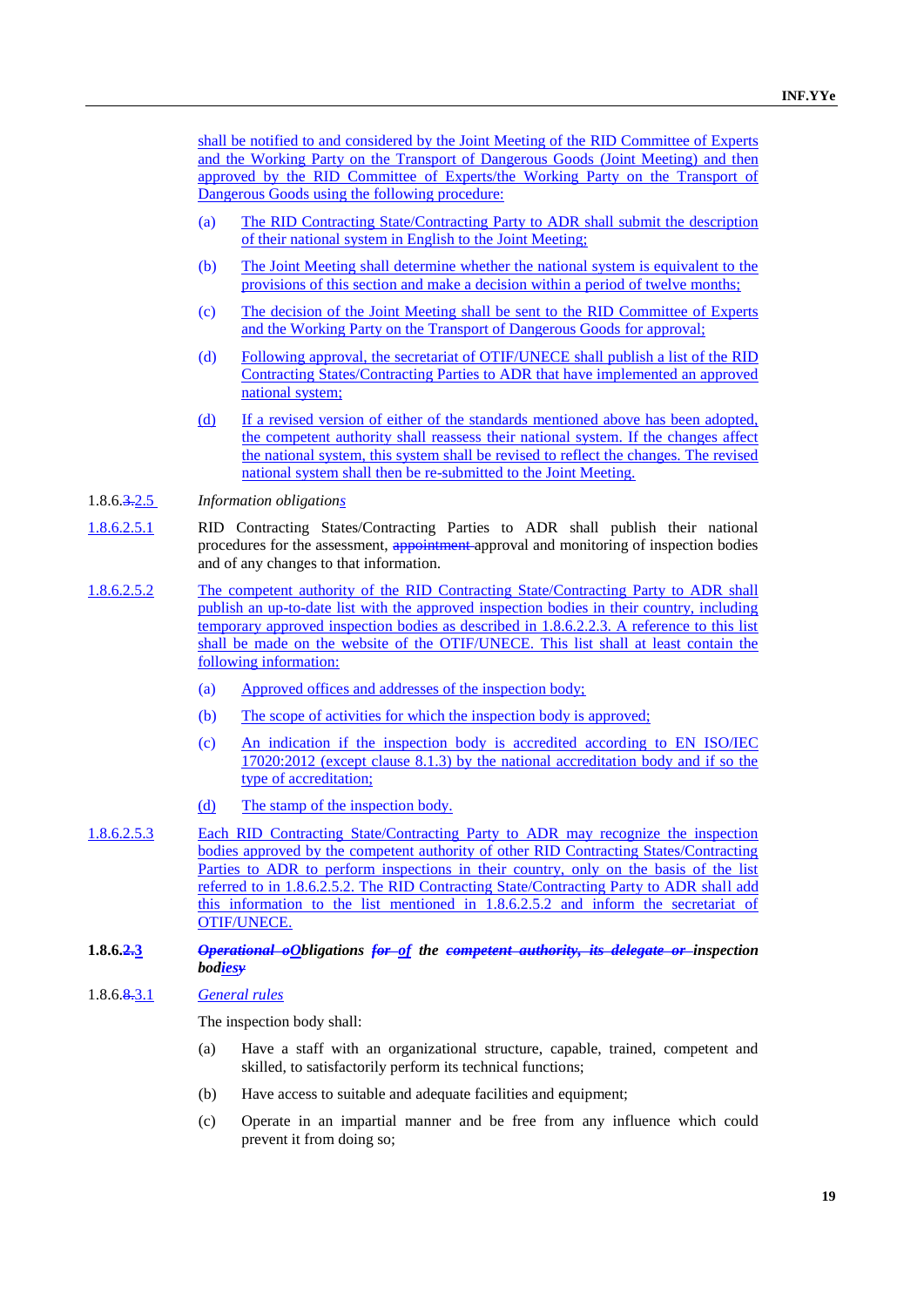shall be notified to and considered by the Joint Meeting of the RID Committee of Experts and the Working Party on the Transport of Dangerous Goods (Joint Meeting) and then approved by the RID Committee of Experts/the Working Party on the Transport of Dangerous Goods using the following procedure:

(a) The RID Contracting State/Contracting Party to ADR shall submit the description of their national system in English to the Joint Meeting;

(b) The Joint Meeting shall determine whether the national system is equivalent to the provisions of this section and make a decision within a period of twelve months;

(c) The decision of the Joint Meeting shall be sent to the RID Committee of Experts and the Working Party on the Transport of Dangerous Goods for approval;

(d) Following approval, the secretariat of OTIF/UNECE shall publish a list of the RID Contracting States/Contracting Parties to ADR that have implemented an approved national system;

(d) If a revised version of either of the standards mentioned above has been adopted, the competent authority shall reassess their national system. If the changes affect the national system, this system shall be revised to reflect the changes. The revised national system shall then be re-submitted to the Joint Meeting.

1.8.6.~~3.~~2.5 *Information obligations*

1.8.6.2.5.1 RID Contracting States/Contracting Parties to ADR shall publish their national procedures for the assessment, ~~appointment~~ approval and monitoring of inspection bodies and of any changes to that information.

1.8.6.2.5.2 The competent authority of the RID Contracting State/Contracting Party to ADR shall publish an up-to-date list with the approved inspection bodies in their country, including temporary approved inspection bodies as described in 1.8.6.2.2.3. A reference to this list shall be made on the website of the OTIF/UNECE. This list shall at least contain the following information:

(a) Approved offices and addresses of the inspection body;

(b) The scope of activities for which the inspection body is approved;

(c) An indication if the inspection body is accredited according to EN ISO/IEC 17020:2012 (except clause 8.1.3) by the national accreditation body and if so the type of accreditation;

(d) The stamp of the inspection body.

1.8.6.2.5.3 Each RID Contracting State/Contracting Party to ADR may recognize the inspection bodies approved by the competent authority of other RID Contracting States/Contracting Parties to ADR to perform inspections in their country, only on the basis of the list referred to in 1.8.6.2.5.2. The RID Contracting State/Contracting Party to ADR shall add this information to the list mentioned in 1.8.6.2.5.2 and inform the secretariat of OTIF/UNECE.

**1.8.6.~~2.~~3** ***~~Operational o~~Obligations ~~for~~ of the ~~competent authority, its delegate or~~ inspection bod~~y~~ies***

1.8.6.~~8.~~3.1 *General rules*

The inspection body shall:

(a) Have a staff with an organizational structure, capable, trained, competent and skilled, to satisfactorily perform its technical functions;

(b) Have access to suitable and adequate facilities and equipment;

(c) Operate in an impartial manner and be free from any influence which could prevent it from doing so;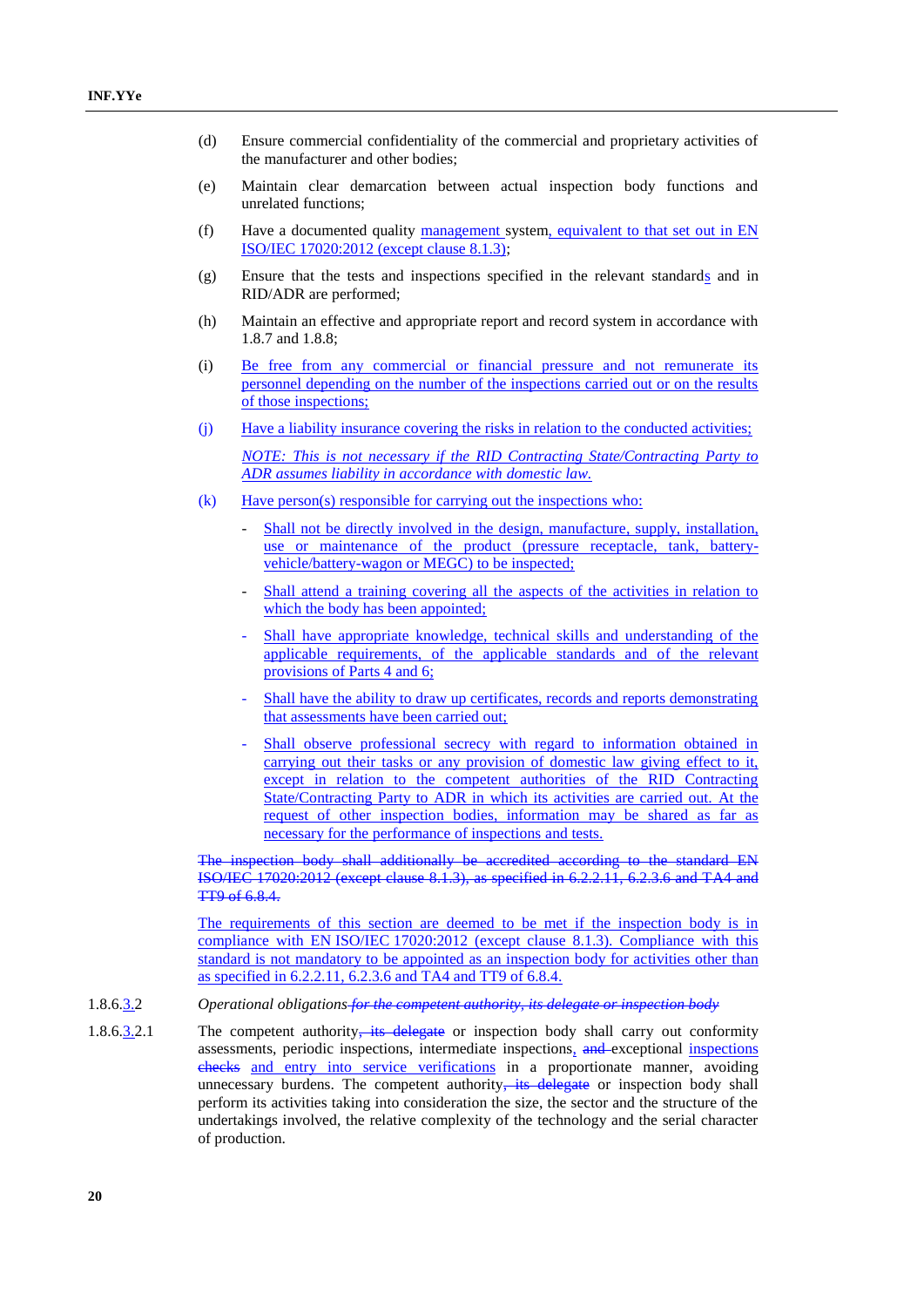(d) Ensure commercial confidentiality of the commercial and proprietary activities of the manufacturer and other bodies;

(e) Maintain clear demarcation between actual inspection body functions and unrelated functions;

(f) Have a documented quality management system, equivalent to that set out in EN ISO/IEC 17020:2012 (except clause 8.1.3);

(g) Ensure that the tests and inspections specified in the relevant standards and in RID/ADR are performed;

(h) Maintain an effective and appropriate report and record system in accordance with 1.8.7 and 1.8.8;

(i) Be free from any commercial or financial pressure and not remunerate its personnel depending on the number of the inspections carried out or on the results of those inspections;

(j) Have a liability insurance covering the risks in relation to the conducted activities;

*NOTE: This is not necessary if the RID Contracting State/Contracting Party to ADR assumes liability in accordance with domestic law.*

(k) Have person(s) responsible for carrying out the inspections who:

- Shall not be directly involved in the design, manufacture, supply, installation, use or maintenance of the product (pressure receptacle, tank, battery-vehicle/battery-wagon or MEGC) to be inspected;
- Shall attend a training covering all the aspects of the activities in relation to which the body has been appointed;
- Shall have appropriate knowledge, technical skills and understanding of the applicable requirements, of the applicable standards and of the relevant provisions of Parts 4 and 6;
- Shall have the ability to draw up certificates, records and reports demonstrating that assessments have been carried out;
- Shall observe professional secrecy with regard to information obtained in carrying out their tasks or any provision of domestic law giving effect to it, except in relation to the competent authorities of the RID Contracting State/Contracting Party to ADR in which its activities are carried out. At the request of other inspection bodies, information may be shared as far as necessary for the performance of inspections and tests.

~~The inspection body shall additionally be accredited according to the standard EN ISO/IEC 17020:2012 (except clause 8.1.3), as specified in 6.2.2.11, 6.2.3.6 and TA4 and TT9 of 6.8.4.~~

The requirements of this section are deemed to be met if the inspection body is in compliance with EN ISO/IEC 17020:2012 (except clause 8.1.3). Compliance with this standard is not mandatory to be appointed as an inspection body for activities other than as specified in 6.2.2.11, 6.2.3.6 and TA4 and TT9 of 6.8.4.

1.8.6.3.2 *Operational obligations ~~for the competent authority, its delegate or inspection body~~*

1.8.6.3.2.1 The competent authority~~, its delegate~~ or inspection body shall carry out conformity assessments, periodic inspections, intermediate inspections, ~~and~~ exceptional inspections ~~checks~~ and entry into service verifications in a proportionate manner, avoiding unnecessary burdens. The competent authority~~, its delegate~~ or inspection body shall perform its activities taking into consideration the size, the sector and the structure of the undertakings involved, the relative complexity of the technology and the serial character of production.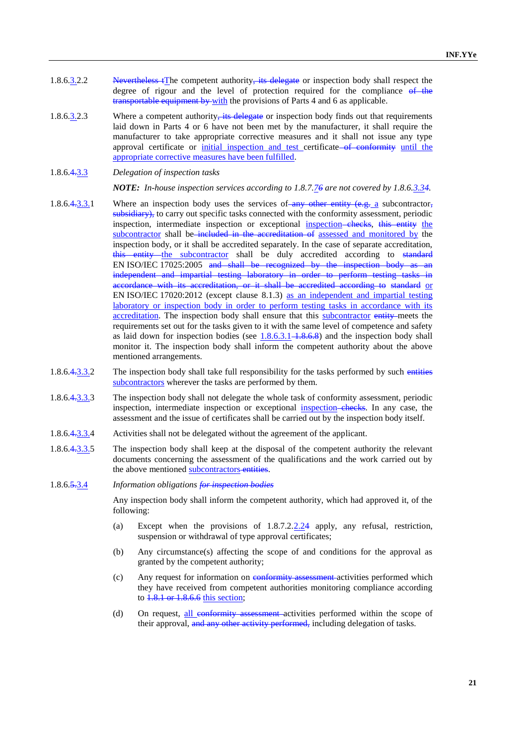1.8.6.3.2.2 ~~Nevertheless t~~The competent authority~~, its delegate~~ or inspection body shall respect the degree of rigour and the level of protection required for the compliance ~~of the transportable equipment by~~ with the provisions of Parts 4 and 6 as applicable.

1.8.6.3.2.3 Where a competent authority~~, its delegate~~ or inspection body finds out that requirements laid down in Parts 4 or 6 have not been met by the manufacturer, it shall require the manufacturer to take appropriate corrective measures and it shall not issue any type approval certificate or initial inspection and test certificate ~~of conformity~~ until the appropriate corrective measures have been fulfilled.

1.8.6.~~4.~~3.3 *Delegation of inspection tasks*

***NOTE:*** *In-house inspection services according to 1.8.7.~~7~~6 are not covered by 1.8.6.3.~~3~~4.*

1.8.6.~~4.~~3.3.1 Where an inspection body uses the services of ~~any other entity (e.g.~~ a subcontractor~~, subsidiary),~~ to carry out specific tasks connected with the conformity assessment, periodic inspection, intermediate inspection or exceptional inspection ~~checks~~, ~~this entity~~ the subcontractor shall be ~~included in the accreditation of~~ assessed and monitored by the inspection body, or it shall be accredited separately. In the case of separate accreditation, ~~this entity~~ the subcontractor shall be duly accredited according to ~~standard~~ EN ISO/IEC 17025:2005 ~~and shall be recognized by the inspection body as an independent and impartial testing laboratory in order to perform testing tasks in accordance with its accreditation, or it shall be accredited according to standard~~ or EN ISO/IEC 17020:2012 (except clause 8.1.3) as an independent and impartial testing laboratory or inspection body in order to perform testing tasks in accordance with its accreditation. The inspection body shall ensure that this subcontractor ~~entity~~ meets the requirements set out for the tasks given to it with the same level of competence and safety as laid down for inspection bodies (see 1.8.6.3.1 ~~1.8.6.8~~) and the inspection body shall monitor it. The inspection body shall inform the competent authority about the above mentioned arrangements.

1.8.6.~~4.~~3.3.2 The inspection body shall take full responsibility for the tasks performed by such ~~entities~~ subcontractors wherever the tasks are performed by them.

1.8.6.~~4.~~3.3.3 The inspection body shall not delegate the whole task of conformity assessment, periodic inspection, intermediate inspection or exceptional inspection ~~checks~~. In any case, the assessment and the issue of certificates shall be carried out by the inspection body itself.

1.8.6.~~4.~~3.3.4 Activities shall not be delegated without the agreement of the applicant.

1.8.6.~~4.~~3.3.5 The inspection body shall keep at the disposal of the competent authority the relevant documents concerning the assessment of the qualifications and the work carried out by the above mentioned subcontractors ~~entities~~.

1.8.6.~~5.~~3.4 *Information obligations ~~for inspection bodies~~*

Any inspection body shall inform the competent authority, which had approved it, of the following:

(a) Except when the provisions of 1.8.7.2.~~2.2~~4 apply, any refusal, restriction, suspension or withdrawal of type approval certificates;

(b) Any circumstance(s) affecting the scope of and conditions for the approval as granted by the competent authority;

(c) Any request for information on ~~conformity assessment~~ activities performed which they have received from competent authorities monitoring compliance according to ~~1.8.1 or 1.8.6.6~~ this section;

(d) On request, all ~~conformity assessment~~ activities performed within the scope of their approval, ~~and any other activity performed,~~ including delegation of tasks.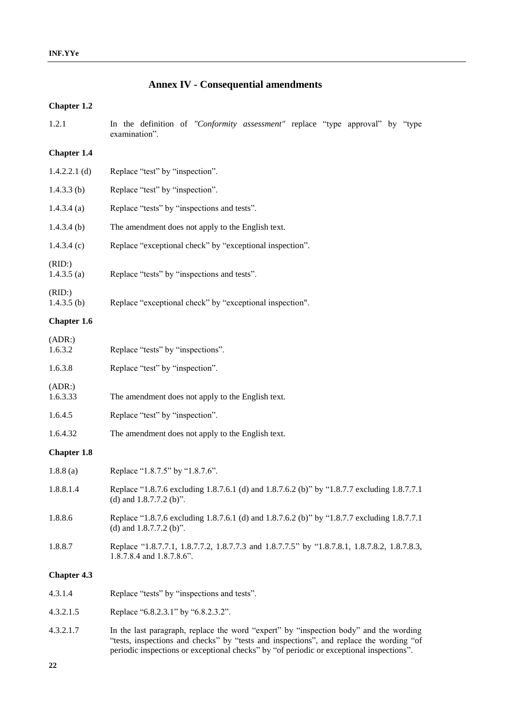## Annex IV - Consequential amendments

**Chapter 1.2**

| | |
|---|---|
| 1.2.1 | In the definition of *"Conformity assessment"* replace "type approval" by "type examination". |

**Chapter 1.4**

| | |
|---|---|
| 1.4.2.2.1 (d) | Replace "test" by "inspection". |
| 1.4.3.3 (b) | Replace "test" by "inspection". |
| 1.4.3.4 (a) | Replace "tests" by "inspections and tests". |
| 1.4.3.4 (b) | The amendment does not apply to the English text. |
| 1.4.3.4 (c) | Replace "exceptional check" by "exceptional inspection". |
| (RID:) 1.4.3.5 (a) | Replace "tests" by "inspections and tests". |
| (RID:) 1.4.3.5 (b) | Replace "exceptional check" by "exceptional inspection". |

**Chapter 1.6**

| | |
|---|---|
| (ADR:) 1.6.3.2 | Replace "tests" by "inspections". |
| 1.6.3.8 | Replace "test" by "inspection". |
| (ADR:) 1.6.3.33 | The amendment does not apply to the English text. |
| 1.6.4.5 | Replace "test" by "inspection". |
| 1.6.4.32 | The amendment does not apply to the English text. |

**Chapter 1.8**

| | |
|---|---|
| 1.8.8 (a) | Replace "1.8.7.5" by "1.8.7.6". |
| 1.8.8.1.4 | Replace "1.8.7.6 excluding 1.8.7.6.1 (d) and 1.8.7.6.2 (b)" by "1.8.7.7 excluding 1.8.7.7.1 (d) and 1.8.7.7.2 (b)". |
| 1.8.8.6 | Replace "1.8.7.6 excluding 1.8.7.6.1 (d) and 1.8.7.6.2 (b)" by "1.8.7.7 excluding 1.8.7.7.1 (d) and 1.8.7.7.2 (b)". |
| 1.8.8.7 | Replace "1.8.7.7.1, 1.8.7.7.2, 1.8.7.7.3 and 1.8.7.7.5" by "1.8.7.8.1, 1.8.7.8.2, 1.8.7.8.3, 1.8.7.8.4 and 1.8.7.8.6". |

**Chapter 4.3**

| | |
|---|---|
| 4.3.1.4 | Replace "tests" by "inspections and tests". |
| 4.3.2.1.5 | Replace "6.8.2.3.1" by "6.8.2.3.2". |
| 4.3.2.1.7 | In the last paragraph, replace the word "expert" by "inspection body" and the wording "tests, inspections and checks" by "tests and inspections", and replace the wording "of periodic inspections or exceptional checks" by "of periodic or exceptional inspections". |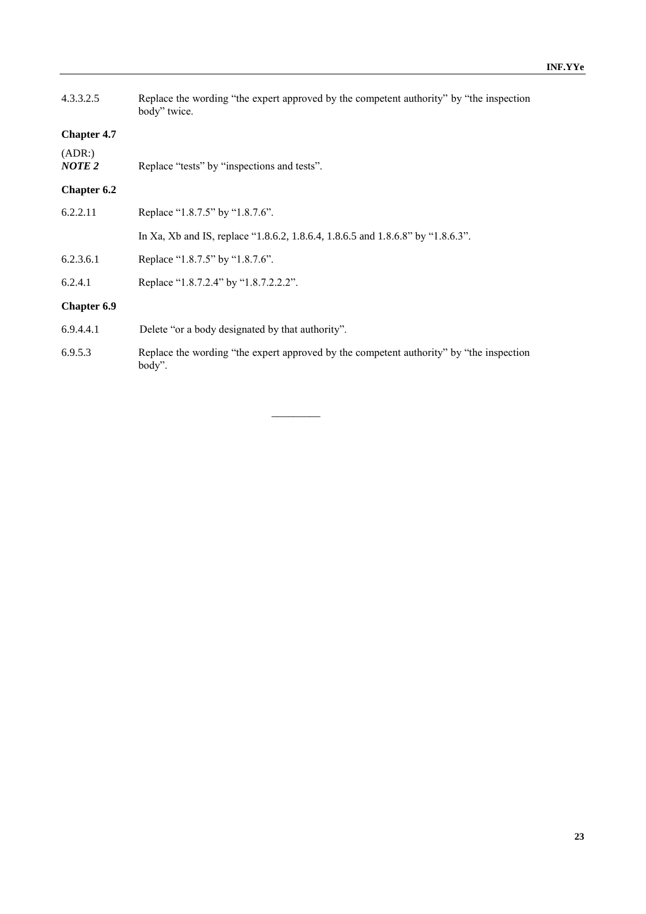| | |
|---|---|
| 4.3.3.2.5 | Replace the wording “the expert approved by the competent authority” by “the inspection body” twice. |

**Chapter 4.7**

| | |
|---|---|
| (ADR:) ***NOTE 2*** | Replace “tests” by “inspections and tests”. |

**Chapter 6.2**

| | |
|---|---|
| 6.2.2.11 | Replace “1.8.7.5” by “1.8.7.6”. |
| | In Xa, Xb and IS, replace “1.8.6.2, 1.8.6.4, 1.8.6.5 and 1.8.6.8” by “1.8.6.3”. |
| 6.2.3.6.1 | Replace “1.8.7.5” by “1.8.7.6”. |
| 6.2.4.1 | Replace “1.8.7.2.4” by “1.8.7.2.2.2”. |

**Chapter 6.9**

| | |
|---|---|
| 6.9.4.4.1 | Delete “or a body designated by that authority”. |
| 6.9.5.3 | Replace the wording “the expert approved by the competent authority” by “the inspection body”. |